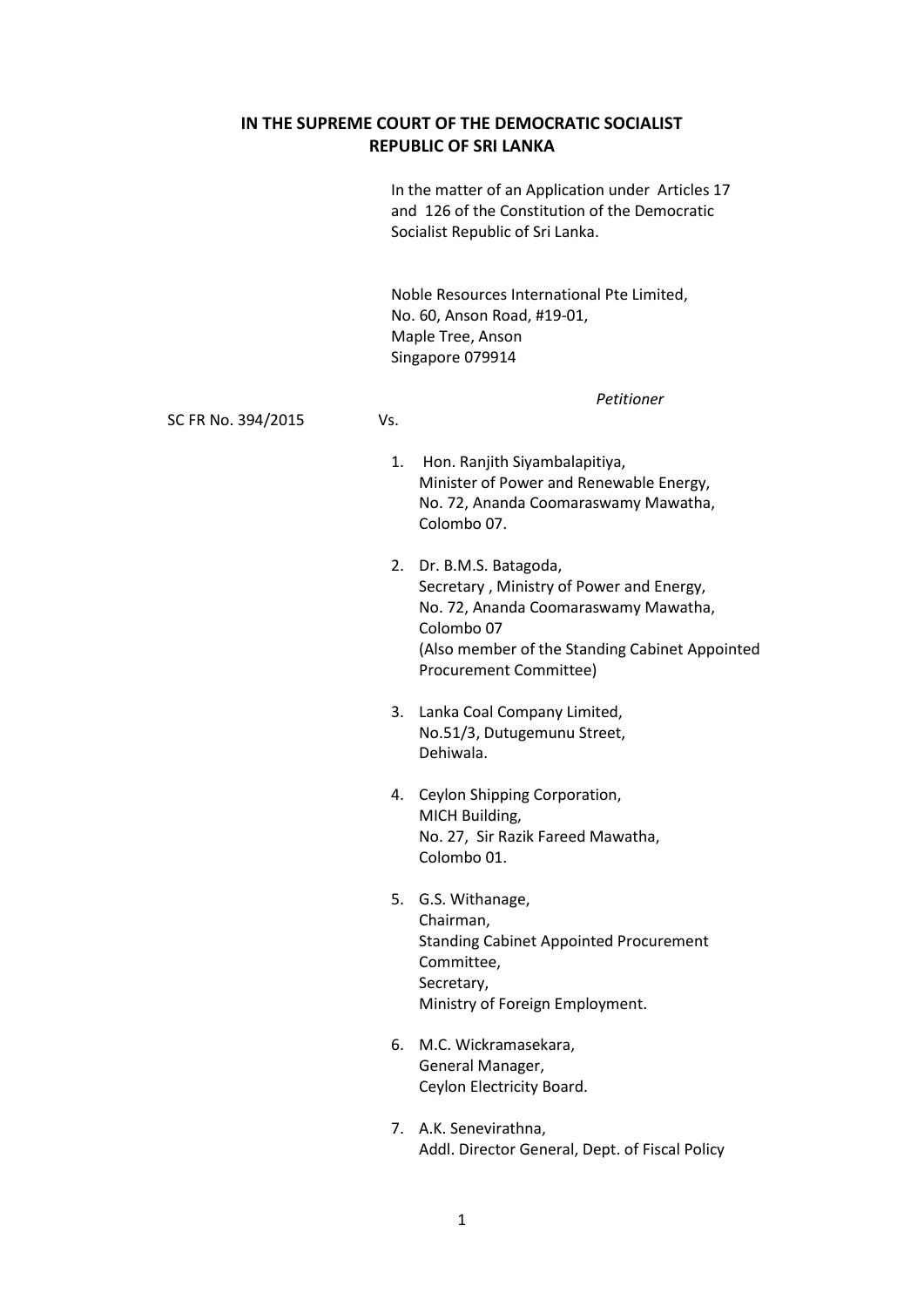**IN THE SUPREME COURT OF THE DEMOCRATIC SOCIALIST REPUBLIC OF SRI LANKA**

In the matter of an Application under Articles 17 and 126 of the Constitution of the Democratic Socialist Republic of Sri Lanka.

Noble Resources International Pte Limited,
No. 60, Anson Road, #19-01,
Maple Tree, Anson
Singapore 079914

*Petitioner*

SC FR No. 394/2015 Vs.

1. Hon. Ranjith Siyambalapitiya,
   Minister of Power and Renewable Energy,
   No. 72, Ananda Coomaraswamy Mawatha,
   Colombo 07.

2. Dr. B.M.S. Batagoda,
   Secretary , Ministry of Power and Energy,
   No. 72, Ananda Coomaraswamy Mawatha,
   Colombo 07
   (Also member of the Standing Cabinet Appointed Procurement Committee)

3. Lanka Coal Company Limited,
   No.51/3, Dutugemunu Street,
   Dehiwala.

4. Ceylon Shipping Corporation,
   MICH Building,
   No. 27, Sir Razik Fareed Mawatha,
   Colombo 01.

5. G.S. Withanage,
   Chairman,
   Standing Cabinet Appointed Procurement Committee,
   Secretary,
   Ministry of Foreign Employment.

6. M.C. Wickramasekara,
   General Manager,
   Ceylon Electricity Board.

7. A.K. Senevirathna,
   Addl. Director General, Dept. of Fiscal Policy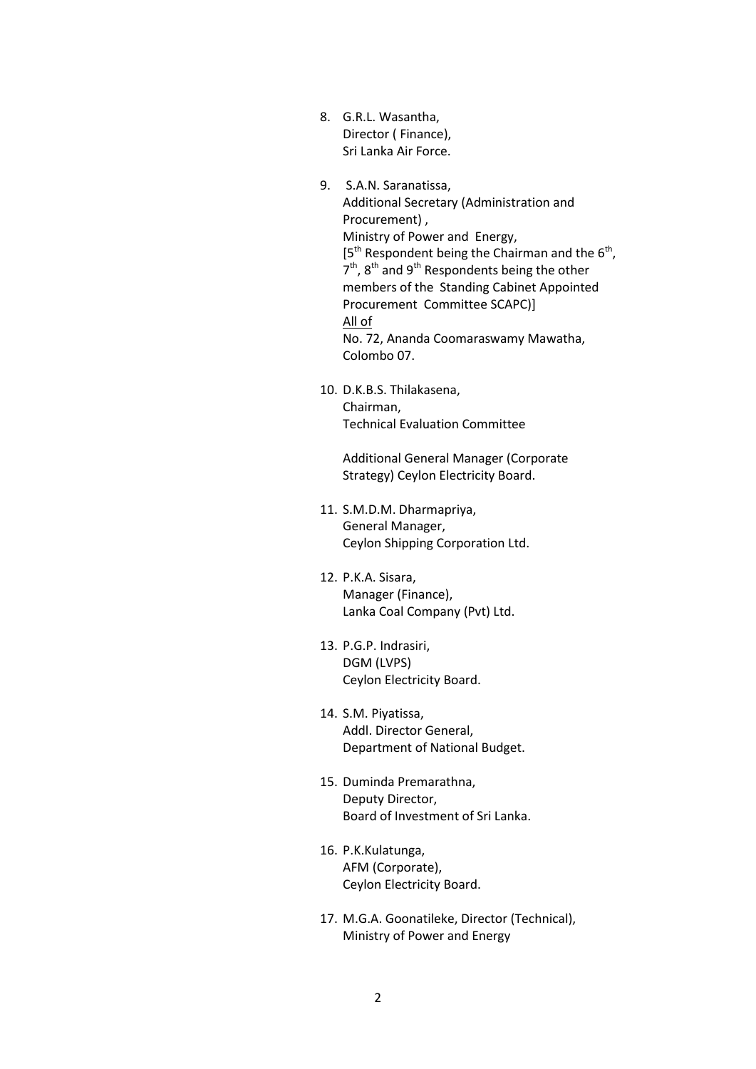8. G.R.L. Wasantha,
   Director ( Finance),
   Sri Lanka Air Force.

9. S.A.N. Saranatissa,
   Additional Secretary (Administration and Procurement) ,
   Ministry of Power and Energy,
   [5th Respondent being the Chairman and the 6th, 7th, 8th and 9th Respondents being the other members of the Standing Cabinet Appointed Procurement Committee SCAPC)]
   All of
   No. 72, Ananda Coomaraswamy Mawatha,
   Colombo 07.

10. D.K.B.S. Thilakasena,
    Chairman,
    Technical Evaluation Committee

    Additional General Manager (Corporate Strategy) Ceylon Electricity Board.

11. S.M.D.M. Dharmapriya,
    General Manager,
    Ceylon Shipping Corporation Ltd.

12. P.K.A. Sisara,
    Manager (Finance),
    Lanka Coal Company (Pvt) Ltd.

13. P.G.P. Indrasiri,
    DGM (LVPS)
    Ceylon Electricity Board.

14. S.M. Piyatissa,
    Addl. Director General,
    Department of National Budget.

15. Duminda Premarathna,
    Deputy Director,
    Board of Investment of Sri Lanka.

16. P.K.Kulatunga,
    AFM (Corporate),
    Ceylon Electricity Board.

17. M.G.A. Goonatileke, Director (Technical),
    Ministry of Power and Energy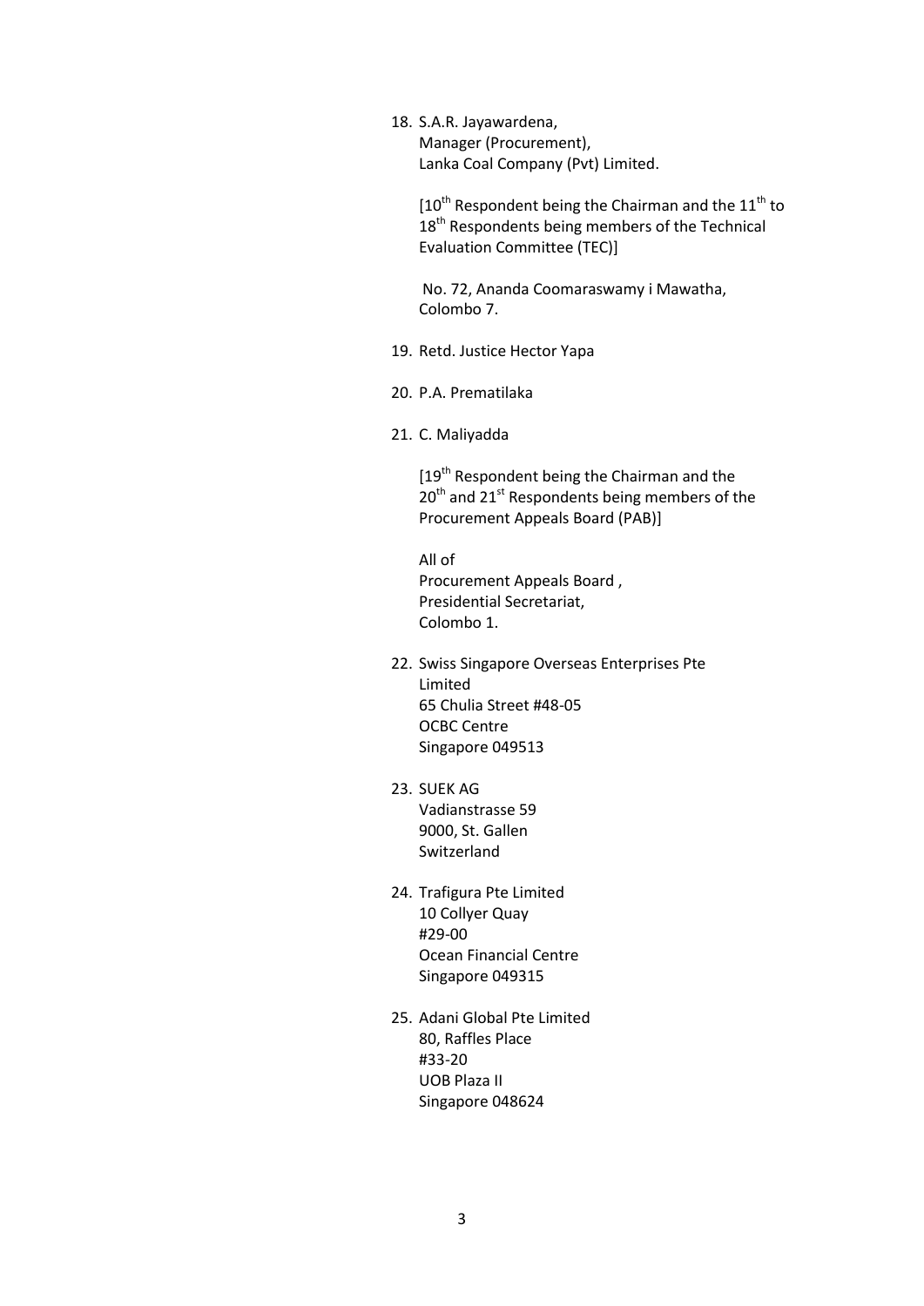18. S.A.R. Jayawardena,  
    Manager (Procurement),  
    Lanka Coal Company (Pvt) Limited.

    [10th Respondent being the Chairman and the 11th to 18th Respondents being members of the Technical Evaluation Committee (TEC)]

    No. 72, Ananda Coomaraswamy i Mawatha,  
    Colombo 7.

19. Retd. Justice Hector Yapa

20. P.A. Prematilaka

21. C. Maliyadda

    [19th Respondent being the Chairman and the 20th and 21st Respondents being members of the Procurement Appeals Board (PAB)]

    All of  
    Procurement Appeals Board ,  
    Presidential Secretariat,  
    Colombo 1.

22. Swiss Singapore Overseas Enterprises Pte Limited  
    65 Chulia Street #48-05  
    OCBC Centre  
    Singapore 049513

23. SUEK AG  
    Vadianstrasse 59  
    9000, St. Gallen  
    Switzerland

24. Trafigura Pte Limited  
    10 Collyer Quay  
    #29-00  
    Ocean Financial Centre  
    Singapore 049315

25. Adani Global Pte Limited  
    80, Raffles Place  
    #33-20  
    UOB Plaza II  
    Singapore 048624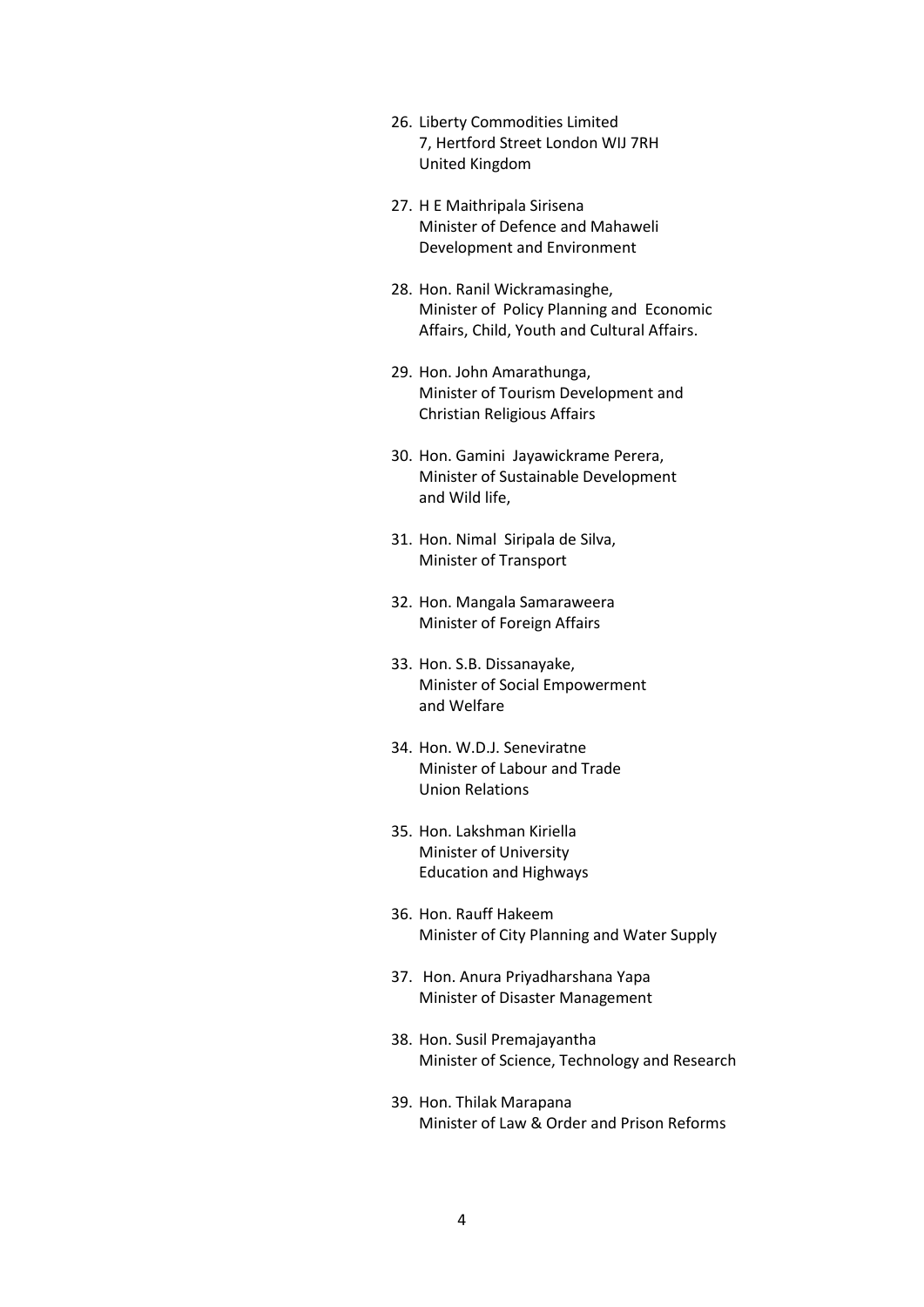26. Liberty Commodities Limited
    7, Hertford Street London WIJ 7RH
    United Kingdom

27. H E Maithripala Sirisena
    Minister of Defence and Mahaweli
    Development and Environment

28. Hon. Ranil Wickramasinghe,
    Minister of Policy Planning and Economic
    Affairs, Child, Youth and Cultural Affairs.

29. Hon. John Amarathunga,
    Minister of Tourism Development and
    Christian Religious Affairs

30. Hon. Gamini Jayawickrame Perera,
    Minister of Sustainable Development
    and Wild life,

31. Hon. Nimal Siripala de Silva,
    Minister of Transport

32. Hon. Mangala Samaraweera
    Minister of Foreign Affairs

33. Hon. S.B. Dissanayake,
    Minister of Social Empowerment
    and Welfare

34. Hon. W.D.J. Seneviratne
    Minister of Labour and Trade
    Union Relations

35. Hon. Lakshman Kiriella
    Minister of University
    Education and Highways

36. Hon. Rauff Hakeem
    Minister of City Planning and Water Supply

37. Hon. Anura Priyadharshana Yapa
    Minister of Disaster Management

38. Hon. Susil Premajayantha
    Minister of Science, Technology and Research

39. Hon. Thilak Marapana
    Minister of Law & Order and Prison Reforms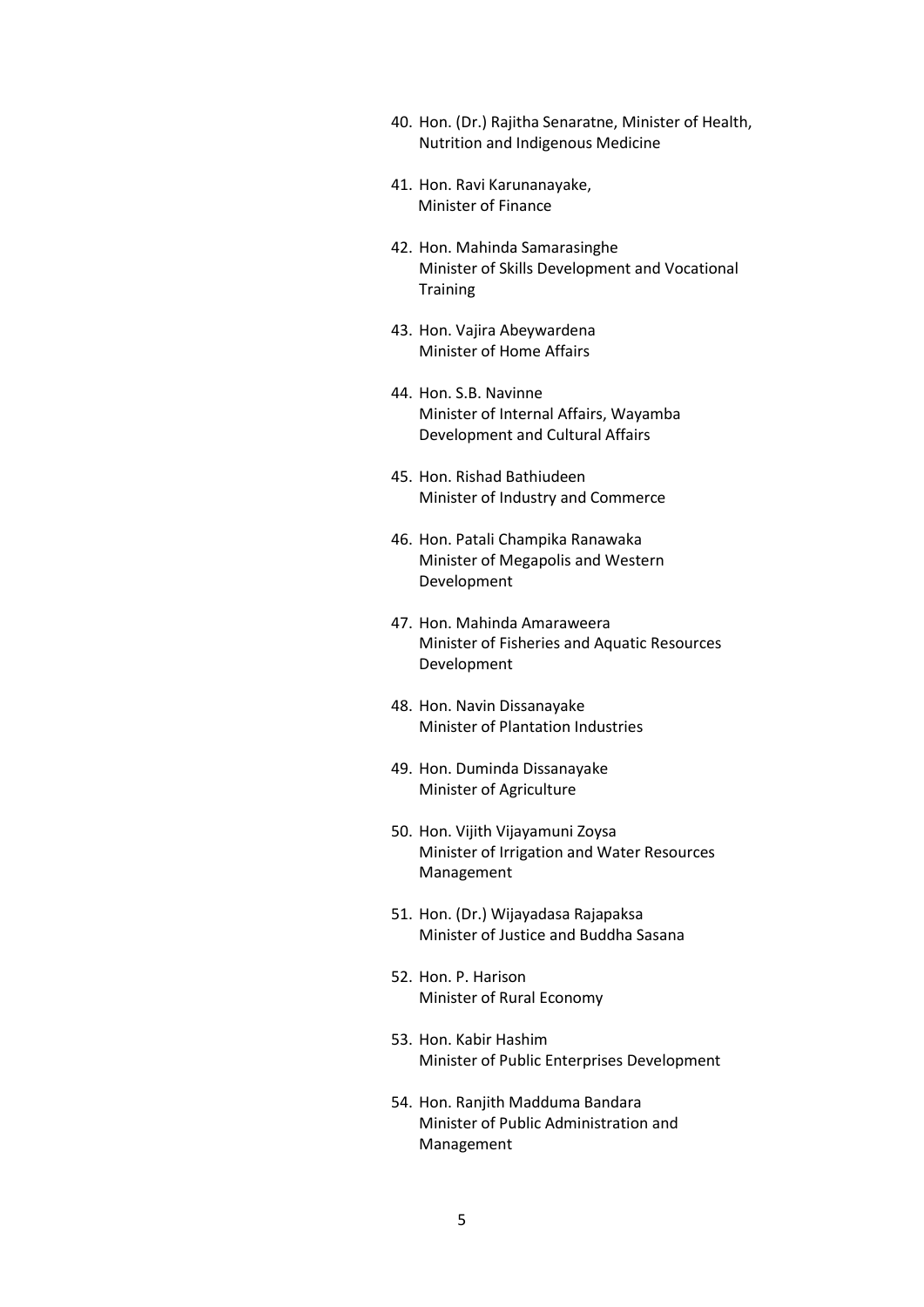40. Hon. (Dr.) Rajitha Senaratne, Minister of Health, Nutrition and Indigenous Medicine

41. Hon. Ravi Karunanayake,  
    Minister of Finance

42. Hon. Mahinda Samarasinghe  
    Minister of Skills Development and Vocational Training

43. Hon. Vajira Abeywardena  
    Minister of Home Affairs

44. Hon. S.B. Navinne  
    Minister of Internal Affairs, Wayamba Development and Cultural Affairs

45. Hon. Rishad Bathiudeen  
    Minister of Industry and Commerce

46. Hon. Patali Champika Ranawaka  
    Minister of Megapolis and Western Development

47. Hon. Mahinda Amaraweera  
    Minister of Fisheries and Aquatic Resources Development

48. Hon. Navin Dissanayake  
    Minister of Plantation Industries

49. Hon. Duminda Dissanayake  
    Minister of Agriculture

50. Hon. Vijith Vijayamuni Zoysa  
    Minister of Irrigation and Water Resources Management

51. Hon. (Dr.) Wijayadasa Rajapaksa  
    Minister of Justice and Buddha Sasana

52. Hon. P. Harison  
    Minister of Rural Economy

53. Hon. Kabir Hashim  
    Minister of Public Enterprises Development

54. Hon. Ranjith Madduma Bandara  
    Minister of Public Administration and Management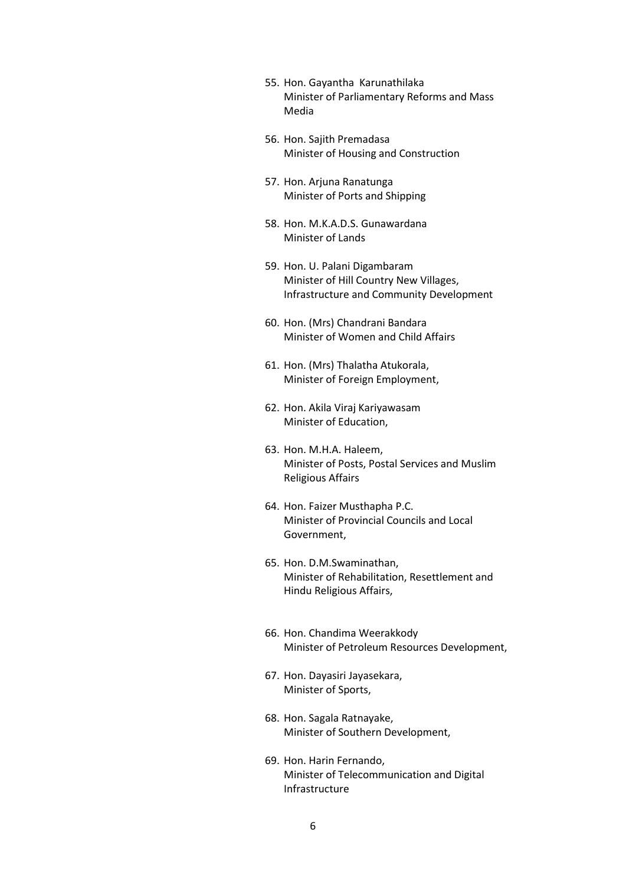55. Hon. Gayantha Karunathilaka
    Minister of Parliamentary Reforms and Mass Media

56. Hon. Sajith Premadasa
    Minister of Housing and Construction

57. Hon. Arjuna Ranatunga
    Minister of Ports and Shipping

58. Hon. M.K.A.D.S. Gunawardana
    Minister of Lands

59. Hon. U. Palani Digambaram
    Minister of Hill Country New Villages, Infrastructure and Community Development

60. Hon. (Mrs) Chandrani Bandara
    Minister of Women and Child Affairs

61. Hon. (Mrs) Thalatha Atukorala,
    Minister of Foreign Employment,

62. Hon. Akila Viraj Kariyawasam
    Minister of Education,

63. Hon. M.H.A. Haleem,
    Minister of Posts, Postal Services and Muslim Religious Affairs

64. Hon. Faizer Musthapha P.C.
    Minister of Provincial Councils and Local Government,

65. Hon. D.M.Swaminathan,
    Minister of Rehabilitation, Resettlement and Hindu Religious Affairs,

66. Hon. Chandima Weerakkody
    Minister of Petroleum Resources Development,

67. Hon. Dayasiri Jayasekara,
    Minister of Sports,

68. Hon. Sagala Ratnayake,
    Minister of Southern Development,

69. Hon. Harin Fernando,
    Minister of Telecommunication and Digital Infrastructure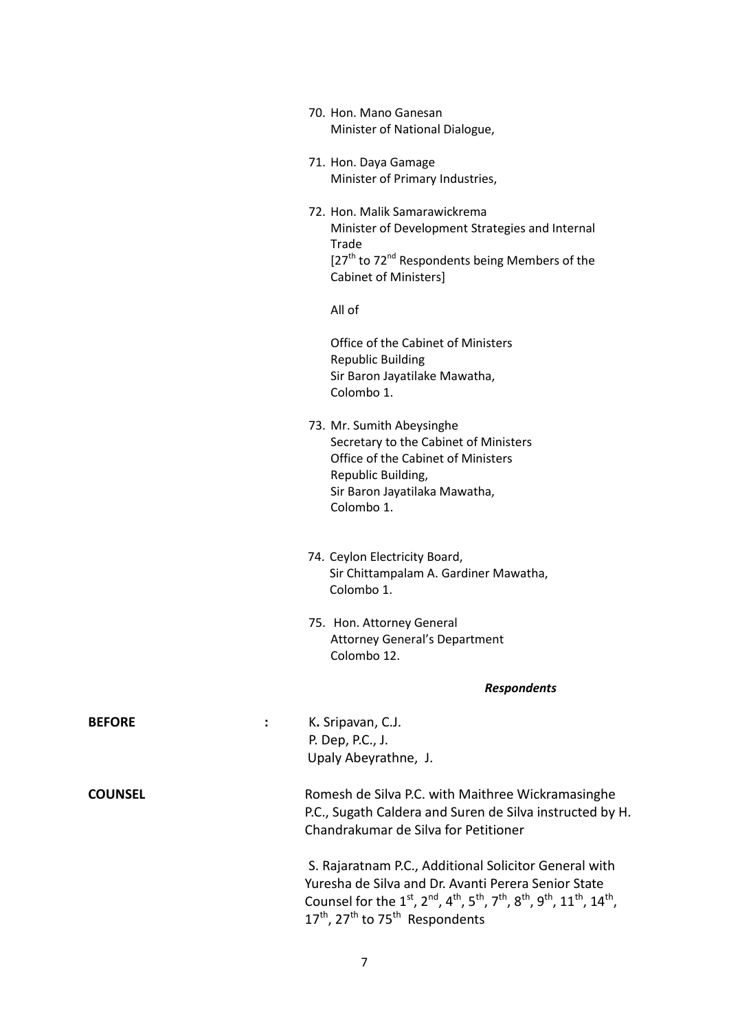70. Hon. Mano Ganesan
    Minister of National Dialogue,

71. Hon. Daya Gamage
    Minister of Primary Industries,

72. Hon. Malik Samarawickrema
    Minister of Development Strategies and Internal Trade
    [27th to 72nd Respondents being Members of the Cabinet of Ministers]

    All of

    Office of the Cabinet of Ministers
    Republic Building
    Sir Baron Jayatilake Mawatha,
    Colombo 1.

73. Mr. Sumith Abeysinghe
    Secretary to the Cabinet of Ministers
    Office of the Cabinet of Ministers
    Republic Building,
    Sir Baron Jayatilaka Mawatha,
    Colombo 1.

74. Ceylon Electricity Board,
    Sir Chittampalam A. Gardiner Mawatha,
    Colombo 1.

75. Hon. Attorney General
    Attorney General's Department
    Colombo 12.

***Respondents***

**BEFORE** : K**.** Sripavan, C.J.
P. Dep, P.C., J.
Upaly Abeyrathne, J.

**COUNSEL** Romesh de Silva P.C. with Maithree Wickramasinghe P.C., Sugath Caldera and Suren de Silva instructed by H. Chandrakumar de Silva for Petitioner

S. Rajaratnam P.C., Additional Solicitor General with Yuresha de Silva and Dr. Avanti Perera Senior State Counsel for the 1st, 2nd, 4th, 5th, 7th, 8th, 9th, 11th, 14th, 17th, 27th to 75th Respondents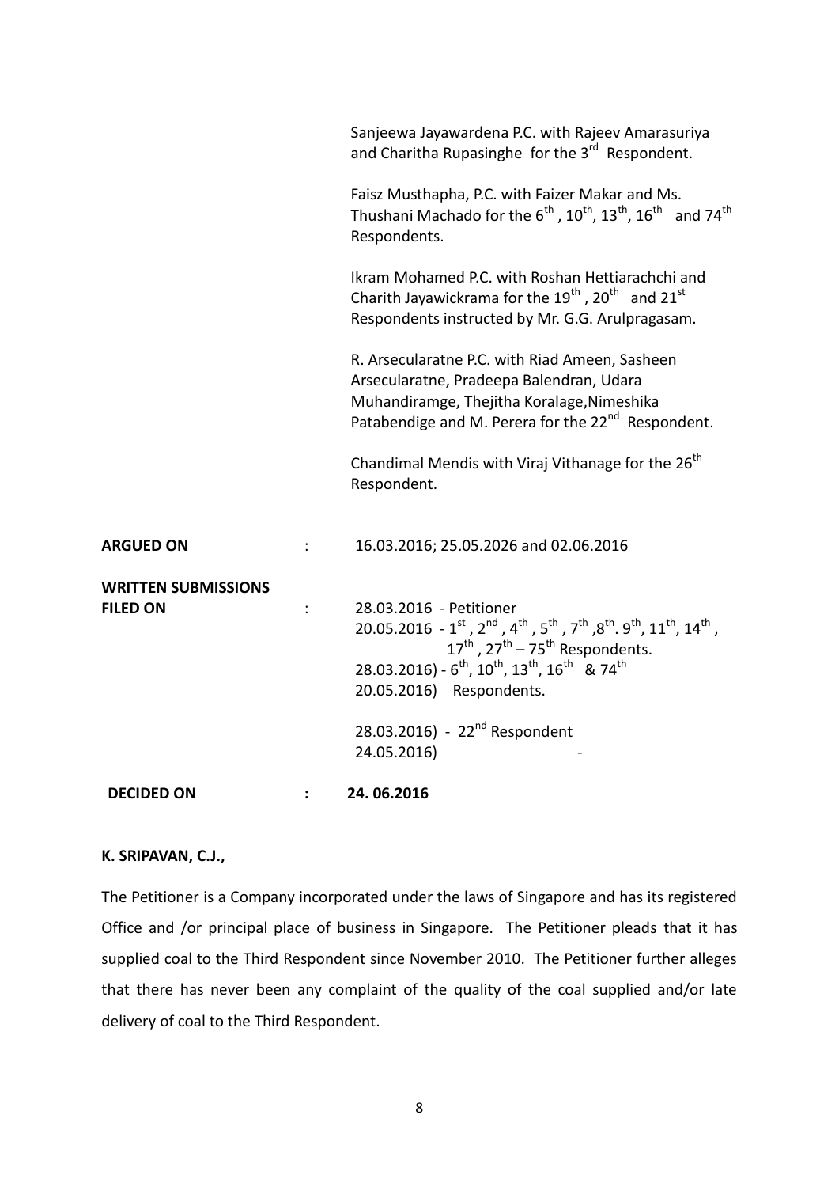Sanjeewa Jayawardena P.C. with Rajeev Amarasuriya and Charitha Rupasinghe for the 3rd Respondent.

Faisz Musthapha, P.C. with Faizer Makar and Ms. Thushani Machado for the 6th , 10th, 13th, 16th and 74th Respondents.

Ikram Mohamed P.C. with Roshan Hettiarachchi and Charith Jayawickrama for the 19th , 20th and 21st Respondents instructed by Mr. G.G. Arulpragasam.

R. Arsecularatne P.C. with Riad Ameen, Sasheen Arsecularatne, Pradeepa Balendran, Udara Muhandiramge, Thejitha Koralage,Nimeshika Patabendige and M. Perera for the 22nd Respondent.

Chandimal Mendis with Viraj Vithanage for the 26th Respondent.

**ARGUED ON** : 16.03.2016; 25.05.2026 and 02.06.2016

**WRITTEN SUBMISSIONS FILED ON** :
28.03.2016 - Petitioner
20.05.2016 - 1st , 2nd , 4th , 5th , 7th ,8th. 9th, 11th, 14th , 17th , 27th – 75th Respondents.
28.03.2016) - 6th, 10th, 13th, 16th & 74th
20.05.2016) Respondents.

28.03.2016) - 22nd Respondent
24.05.2016) -

**DECIDED ON** : **24. 06.2016**

**K. SRIPAVAN, C.J.,**

The Petitioner is a Company incorporated under the laws of Singapore and has its registered Office and /or principal place of business in Singapore. The Petitioner pleads that it has supplied coal to the Third Respondent since November 2010. The Petitioner further alleges that there has never been any complaint of the quality of the coal supplied and/or late delivery of coal to the Third Respondent.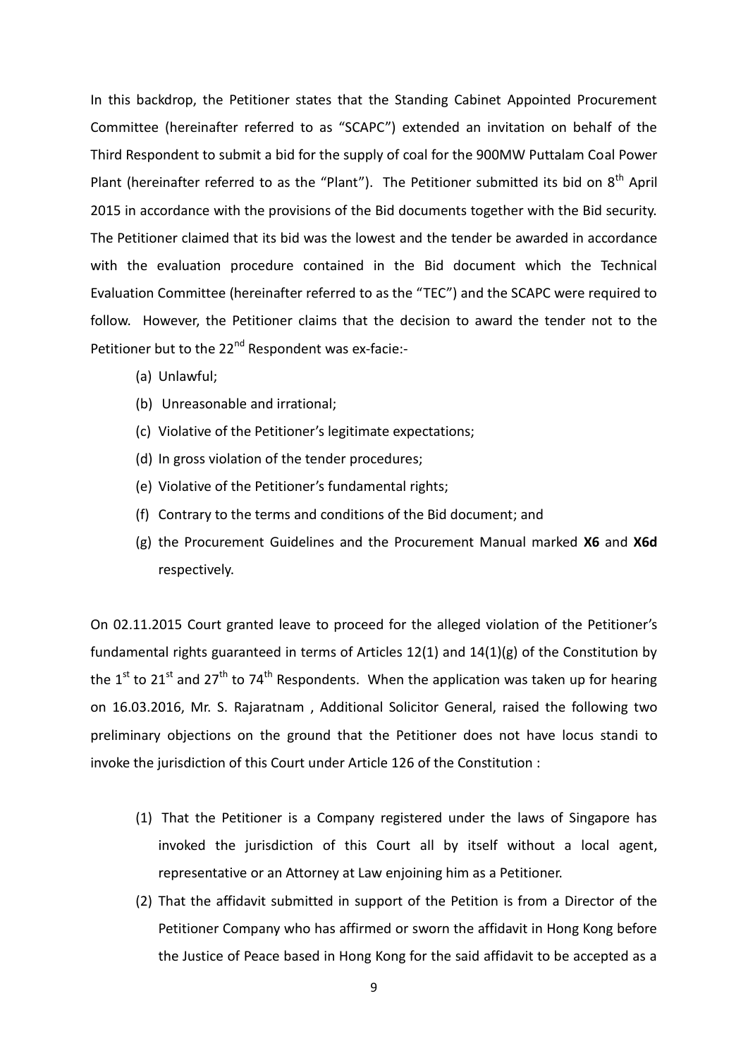In this backdrop, the Petitioner states that the Standing Cabinet Appointed Procurement Committee (hereinafter referred to as "SCAPC") extended an invitation on behalf of the Third Respondent to submit a bid for the supply of coal for the 900MW Puttalam Coal Power Plant (hereinafter referred to as the "Plant"). The Petitioner submitted its bid on 8th April 2015 in accordance with the provisions of the Bid documents together with the Bid security. The Petitioner claimed that its bid was the lowest and the tender be awarded in accordance with the evaluation procedure contained in the Bid document which the Technical Evaluation Committee (hereinafter referred to as the "TEC") and the SCAPC were required to follow. However, the Petitioner claims that the decision to award the tender not to the Petitioner but to the 22nd Respondent was ex-facie:-

(a) Unlawful;
(b) Unreasonable and irrational;
(c) Violative of the Petitioner's legitimate expectations;
(d) In gross violation of the tender procedures;
(e) Violative of the Petitioner's fundamental rights;
(f) Contrary to the terms and conditions of the Bid document; and
(g) the Procurement Guidelines and the Procurement Manual marked **X6** and **X6d** respectively.

On 02.11.2015 Court granted leave to proceed for the alleged violation of the Petitioner's fundamental rights guaranteed in terms of Articles 12(1) and 14(1)(g) of the Constitution by the 1st to 21st and 27th to 74th Respondents. When the application was taken up for hearing on 16.03.2016, Mr. S. Rajaratnam , Additional Solicitor General, raised the following two preliminary objections on the ground that the Petitioner does not have locus standi to invoke the jurisdiction of this Court under Article 126 of the Constitution :

(1) That the Petitioner is a Company registered under the laws of Singapore has invoked the jurisdiction of this Court all by itself without a local agent, representative or an Attorney at Law enjoining him as a Petitioner.
(2) That the affidavit submitted in support of the Petition is from a Director of the Petitioner Company who has affirmed or sworn the affidavit in Hong Kong before the Justice of Peace based in Hong Kong for the said affidavit to be accepted as a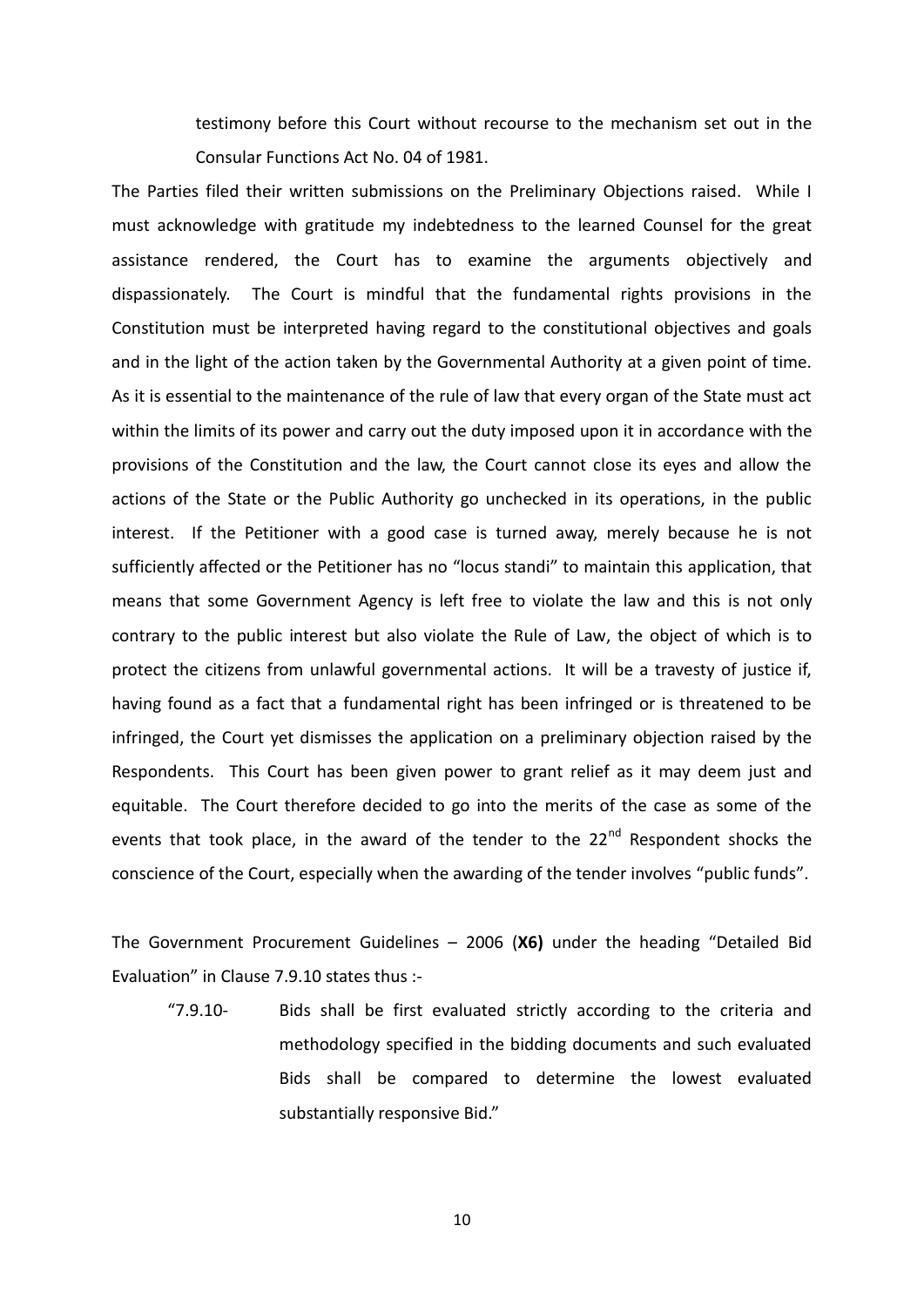testimony before this Court without recourse to the mechanism set out in the Consular Functions Act No. 04 of 1981.

The Parties filed their written submissions on the Preliminary Objections raised. While I must acknowledge with gratitude my indebtedness to the learned Counsel for the great assistance rendered, the Court has to examine the arguments objectively and dispassionately. The Court is mindful that the fundamental rights provisions in the Constitution must be interpreted having regard to the constitutional objectives and goals and in the light of the action taken by the Governmental Authority at a given point of time. As it is essential to the maintenance of the rule of law that every organ of the State must act within the limits of its power and carry out the duty imposed upon it in accordance with the provisions of the Constitution and the law, the Court cannot close its eyes and allow the actions of the State or the Public Authority go unchecked in its operations, in the public interest. If the Petitioner with a good case is turned away, merely because he is not sufficiently affected or the Petitioner has no "locus standi" to maintain this application, that means that some Government Agency is left free to violate the law and this is not only contrary to the public interest but also violate the Rule of Law, the object of which is to protect the citizens from unlawful governmental actions. It will be a travesty of justice if, having found as a fact that a fundamental right has been infringed or is threatened to be infringed, the Court yet dismisses the application on a preliminary objection raised by the Respondents. This Court has been given power to grant relief as it may deem just and equitable. The Court therefore decided to go into the merits of the case as some of the events that took place, in the award of the tender to the 22nd Respondent shocks the conscience of the Court, especially when the awarding of the tender involves "public funds".

The Government Procurement Guidelines – 2006 (**X6**) under the heading "Detailed Bid Evaluation" in Clause 7.9.10 states thus :-

> "7.9.10- Bids shall be first evaluated strictly according to the criteria and methodology specified in the bidding documents and such evaluated Bids shall be compared to determine the lowest evaluated substantially responsive Bid."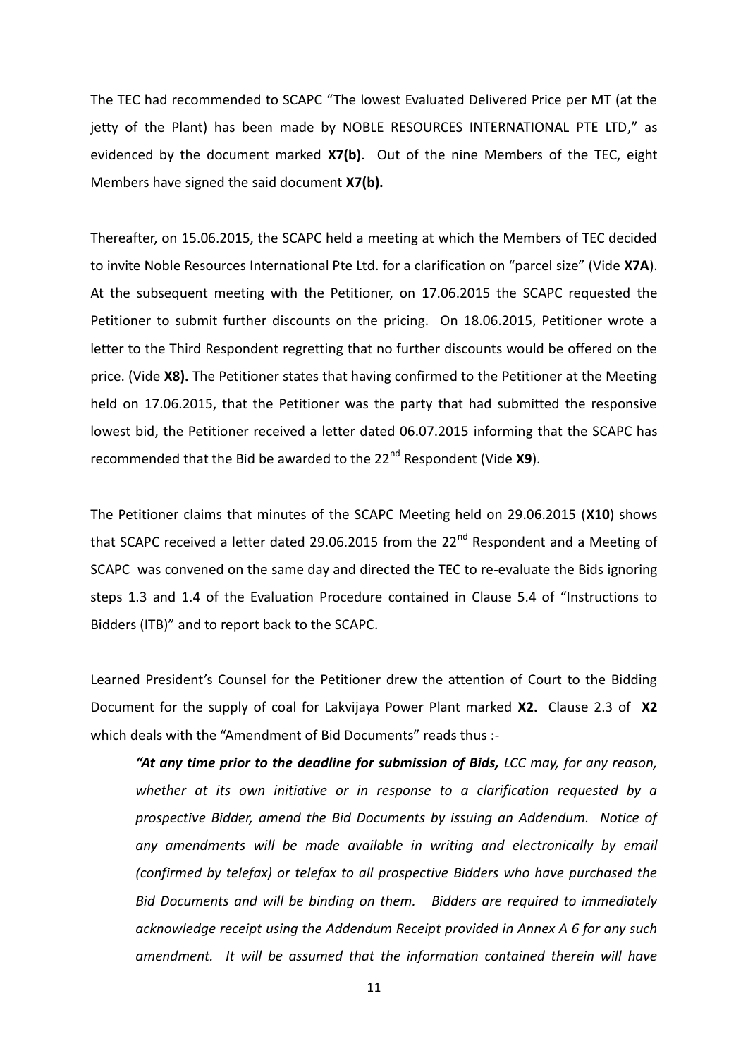The TEC had recommended to SCAPC "The lowest Evaluated Delivered Price per MT (at the jetty of the Plant) has been made by NOBLE RESOURCES INTERNATIONAL PTE LTD," as evidenced by the document marked **X7(b)**. Out of the nine Members of the TEC, eight Members have signed the said document **X7(b).**

Thereafter, on 15.06.2015, the SCAPC held a meeting at which the Members of TEC decided to invite Noble Resources International Pte Ltd. for a clarification on "parcel size" (Vide **X7A**). At the subsequent meeting with the Petitioner, on 17.06.2015 the SCAPC requested the Petitioner to submit further discounts on the pricing. On 18.06.2015, Petitioner wrote a letter to the Third Respondent regretting that no further discounts would be offered on the price. (Vide **X8).** The Petitioner states that having confirmed to the Petitioner at the Meeting held on 17.06.2015, that the Petitioner was the party that had submitted the responsive lowest bid, the Petitioner received a letter dated 06.07.2015 informing that the SCAPC has recommended that the Bid be awarded to the 22nd Respondent (Vide **X9**).

The Petitioner claims that minutes of the SCAPC Meeting held on 29.06.2015 (**X10**) shows that SCAPC received a letter dated 29.06.2015 from the 22nd Respondent and a Meeting of SCAPC was convened on the same day and directed the TEC to re-evaluate the Bids ignoring steps 1.3 and 1.4 of the Evaluation Procedure contained in Clause 5.4 of "Instructions to Bidders (ITB)" and to report back to the SCAPC.

Learned President's Counsel for the Petitioner drew the attention of Court to the Bidding Document for the supply of coal for Lakvijaya Power Plant marked **X2.** Clause 2.3 of **X2** which deals with the "Amendment of Bid Documents" reads thus :-

> *"**At any time prior to the deadline for submission of Bids,** LCC may, for any reason, whether at its own initiative or in response to a clarification requested by a prospective Bidder, amend the Bid Documents by issuing an Addendum. Notice of any amendments will be made available in writing and electronically by email (confirmed by telefax) or telefax to all prospective Bidders who have purchased the Bid Documents and will be binding on them. Bidders are required to immediately acknowledge receipt using the Addendum Receipt provided in Annex A 6 for any such amendment. It will be assumed that the information contained therein will have*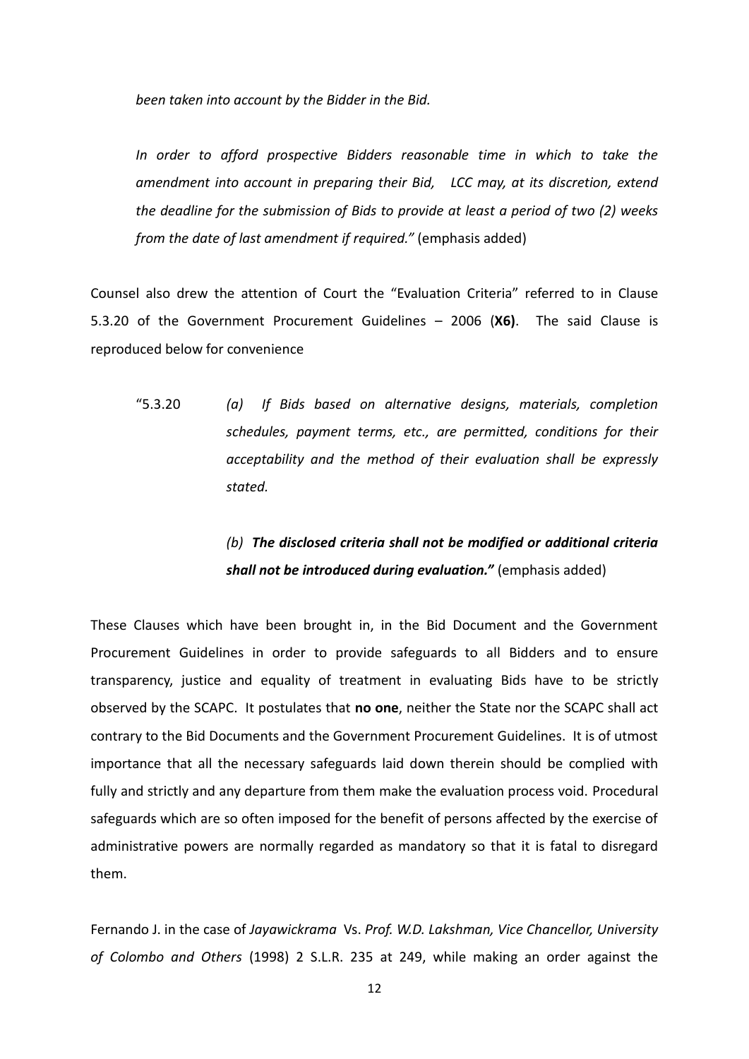*been taken into account by the Bidder in the Bid.*

*In order to afford prospective Bidders reasonable time in which to take the amendment into account in preparing their Bid, LCC may, at its discretion, extend the deadline for the submission of Bids to provide at least a period of two (2) weeks from the date of last amendment if required."* (emphasis added)

Counsel also drew the attention of Court the "Evaluation Criteria" referred to in Clause 5.3.20 of the Government Procurement Guidelines – 2006 (**X6**). The said Clause is reproduced below for convenience

"5.3.20 *(a) If Bids based on alternative designs, materials, completion schedules, payment terms, etc., are permitted, conditions for their acceptability and the method of their evaluation shall be expressly stated.*

*(b)* ***The disclosed criteria shall not be modified or additional criteria shall not be introduced during evaluation."*** (emphasis added)

These Clauses which have been brought in, in the Bid Document and the Government Procurement Guidelines in order to provide safeguards to all Bidders and to ensure transparency, justice and equality of treatment in evaluating Bids have to be strictly observed by the SCAPC. It postulates that **no one**, neither the State nor the SCAPC shall act contrary to the Bid Documents and the Government Procurement Guidelines. It is of utmost importance that all the necessary safeguards laid down therein should be complied with fully and strictly and any departure from them make the evaluation process void. Procedural safeguards which are so often imposed for the benefit of persons affected by the exercise of administrative powers are normally regarded as mandatory so that it is fatal to disregard them.

Fernando J. in the case of *Jayawickrama* Vs. *Prof. W.D. Lakshman, Vice Chancellor, University of Colombo and Others* (1998) 2 S.L.R. 235 at 249, while making an order against the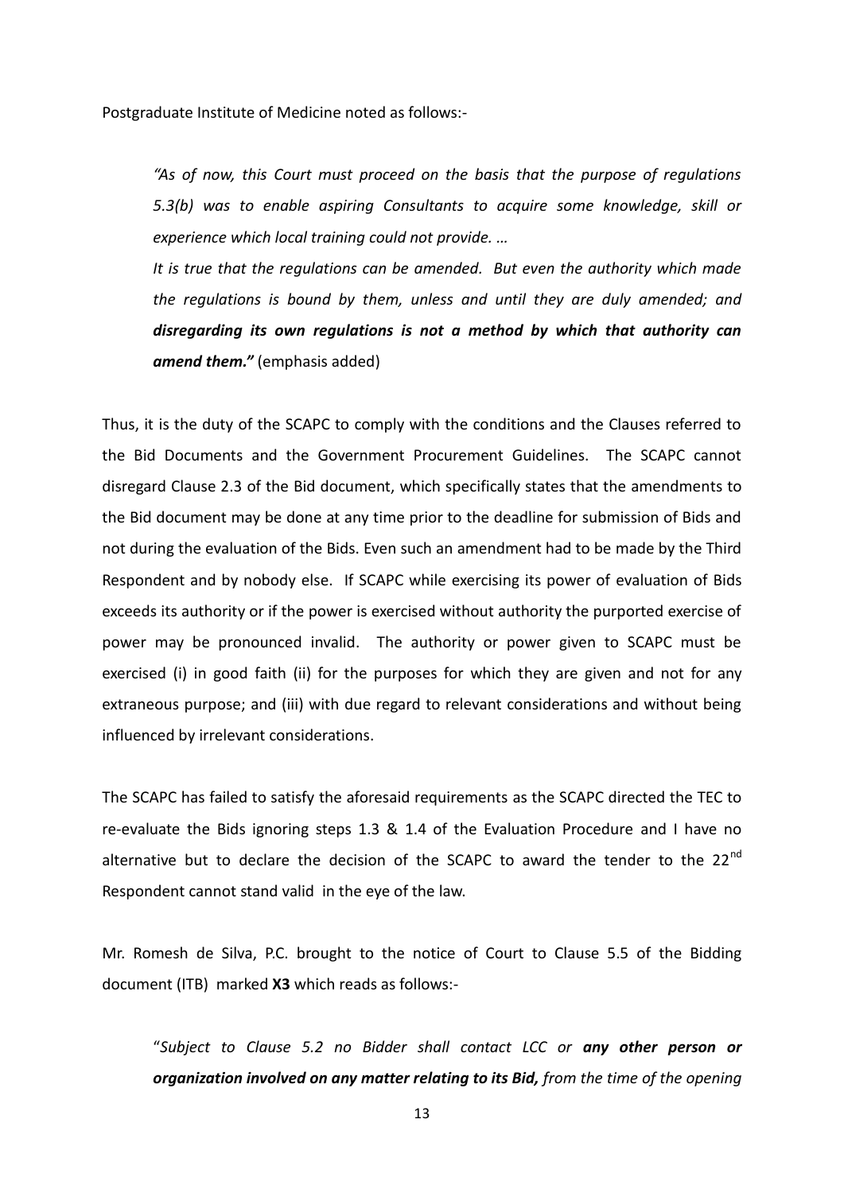Postgraduate Institute of Medicine noted as follows:-

> *"As of now, this Court must proceed on the basis that the purpose of regulations 5.3(b) was to enable aspiring Consultants to acquire some knowledge, skill or experience which local training could not provide. …*
>
> *It is true that the regulations can be amended. But even the authority which made the regulations is bound by them, unless and until they are duly amended; and **disregarding its own regulations is not a method by which that authority can amend them."*** (emphasis added)

Thus, it is the duty of the SCAPC to comply with the conditions and the Clauses referred to the Bid Documents and the Government Procurement Guidelines. The SCAPC cannot disregard Clause 2.3 of the Bid document, which specifically states that the amendments to the Bid document may be done at any time prior to the deadline for submission of Bids and not during the evaluation of the Bids. Even such an amendment had to be made by the Third Respondent and by nobody else. If SCAPC while exercising its power of evaluation of Bids exceeds its authority or if the power is exercised without authority the purported exercise of power may be pronounced invalid. The authority or power given to SCAPC must be exercised (i) in good faith (ii) for the purposes for which they are given and not for any extraneous purpose; and (iii) with due regard to relevant considerations and without being influenced by irrelevant considerations.

The SCAPC has failed to satisfy the aforesaid requirements as the SCAPC directed the TEC to re-evaluate the Bids ignoring steps 1.3 & 1.4 of the Evaluation Procedure and I have no alternative but to declare the decision of the SCAPC to award the tender to the 22nd Respondent cannot stand valid in the eye of the law.

Mr. Romesh de Silva, P.C. brought to the notice of Court to Clause 5.5 of the Bidding document (ITB) marked **X3** which reads as follows:-

> "*Subject to Clause 5.2 no Bidder shall contact LCC or **any other person or organization involved on any matter relating to its Bid,** from the time of the opening*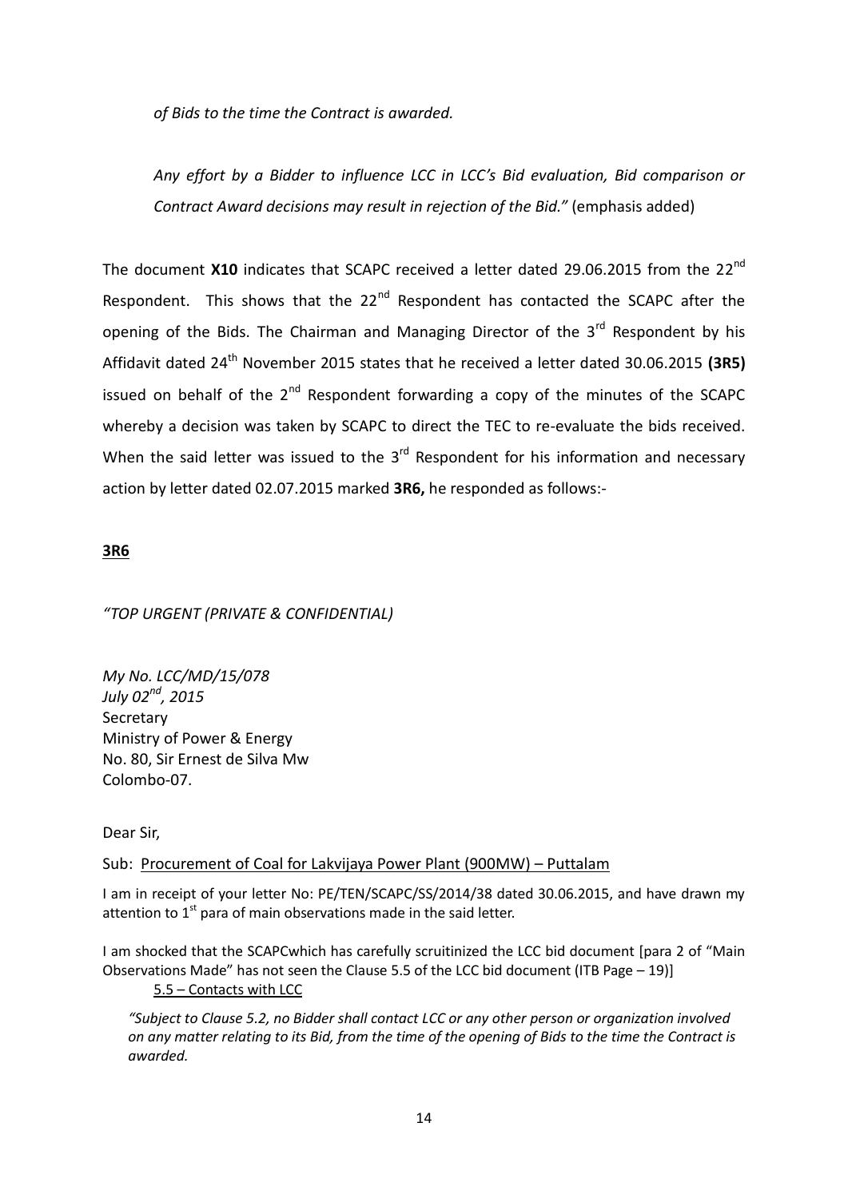*of Bids to the time the Contract is awarded.*

*Any effort by a Bidder to influence LCC in LCC's Bid evaluation, Bid comparison or Contract Award decisions may result in rejection of the Bid."* (emphasis added)

The document **X10** indicates that SCAPC received a letter dated 29.06.2015 from the 22nd Respondent. This shows that the 22nd Respondent has contacted the SCAPC after the opening of the Bids. The Chairman and Managing Director of the 3rd Respondent by his Affidavit dated 24th November 2015 states that he received a letter dated 30.06.2015 **(3R5)** issued on behalf of the 2nd Respondent forwarding a copy of the minutes of the SCAPC whereby a decision was taken by SCAPC to direct the TEC to re-evaluate the bids received. When the said letter was issued to the 3rd Respondent for his information and necessary action by letter dated 02.07.2015 marked **3R6,** he responded as follows:-

**<u>3R6</u>**

*"TOP URGENT (PRIVATE & CONFIDENTIAL)*

*My No. LCC/MD/15/078*
*July 02nd, 2015*
Secretary
Ministry of Power & Energy
No. 80, Sir Ernest de Silva Mw
Colombo-07.

Dear Sir,

Sub: <u>Procurement of Coal for Lakvijaya Power Plant (900MW) – Puttalam</u>

I am in receipt of your letter No: PE/TEN/SCAPC/SS/2014/38 dated 30.06.2015, and have drawn my attention to 1st para of main observations made in the said letter.

I am shocked that the SCAPCwhich has carefully scruitinized the LCC bid document [para 2 of "Main Observations Made" has not seen the Clause 5.5 of the LCC bid document (ITB Page – 19)]

<u>5.5 – Contacts with LCC</u>

*"Subject to Clause 5.2, no Bidder shall contact LCC or any other person or organization involved on any matter relating to its Bid, from the time of the opening of Bids to the time the Contract is awarded.*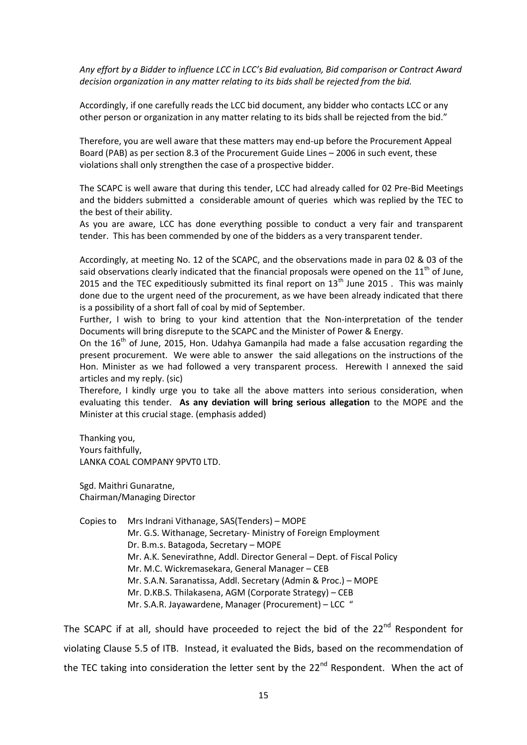*Any effort by a Bidder to influence LCC in LCC's Bid evaluation, Bid comparison or Contract Award decision organization in any matter relating to its bids shall be rejected from the bid.*

Accordingly, if one carefully reads the LCC bid document, any bidder who contacts LCC or any other person or organization in any matter relating to its bids shall be rejected from the bid."

Therefore, you are well aware that these matters may end-up before the Procurement Appeal Board (PAB) as per section 8.3 of the Procurement Guide Lines – 2006 in such event, these violations shall only strengthen the case of a prospective bidder.

The SCAPC is well aware that during this tender, LCC had already called for 02 Pre-Bid Meetings and the bidders submitted a considerable amount of queries which was replied by the TEC to the best of their ability.

As you are aware, LCC has done everything possible to conduct a very fair and transparent tender. This has been commended by one of the bidders as a very transparent tender.

Accordingly, at meeting No. 12 of the SCAPC, and the observations made in para 02 & 03 of the said observations clearly indicated that the financial proposals were opened on the 11th of June, 2015 and the TEC expeditiously submitted its final report on 13th June 2015 . This was mainly done due to the urgent need of the procurement, as we have been already indicated that there is a possibility of a short fall of coal by mid of September.

Further, I wish to bring to your kind attention that the Non-interpretation of the tender Documents will bring disrepute to the SCAPC and the Minister of Power & Energy.

On the 16th of June, 2015, Hon. Udahya Gamanpila had made a false accusation regarding the present procurement. We were able to answer the said allegations on the instructions of the Hon. Minister as we had followed a very transparent process. Herewith I annexed the said articles and my reply. (sic)

Therefore, I kindly urge you to take all the above matters into serious consideration, when evaluating this tender. **As any deviation will bring serious allegation** to the MOPE and the Minister at this crucial stage. (emphasis added)

Thanking you,
Yours faithfully,
LANKA COAL COMPANY 9PVT0 LTD.

Sgd. Maithri Gunaratne,
Chairman/Managing Director

Copies to Mrs Indrani Vithanage, SAS(Tenders) – MOPE
Mr. G.S. Withanage, Secretary- Ministry of Foreign Employment
Dr. B.m.s. Batagoda, Secretary – MOPE
Mr. A.K. Senevirathne, Addl. Director General – Dept. of Fiscal Policy
Mr. M.C. Wickremasekara, General Manager – CEB
Mr. S.A.N. Saranatissa, Addl. Secretary (Admin & Proc.) – MOPE
Mr. D.KB.S. Thilakasena, AGM (Corporate Strategy) – CEB
Mr. S.A.R. Jayawardene, Manager (Procurement) – LCC "

The SCAPC if at all, should have proceeded to reject the bid of the 22nd Respondent for violating Clause 5.5 of ITB. Instead, it evaluated the Bids, based on the recommendation of the TEC taking into consideration the letter sent by the 22nd Respondent. When the act of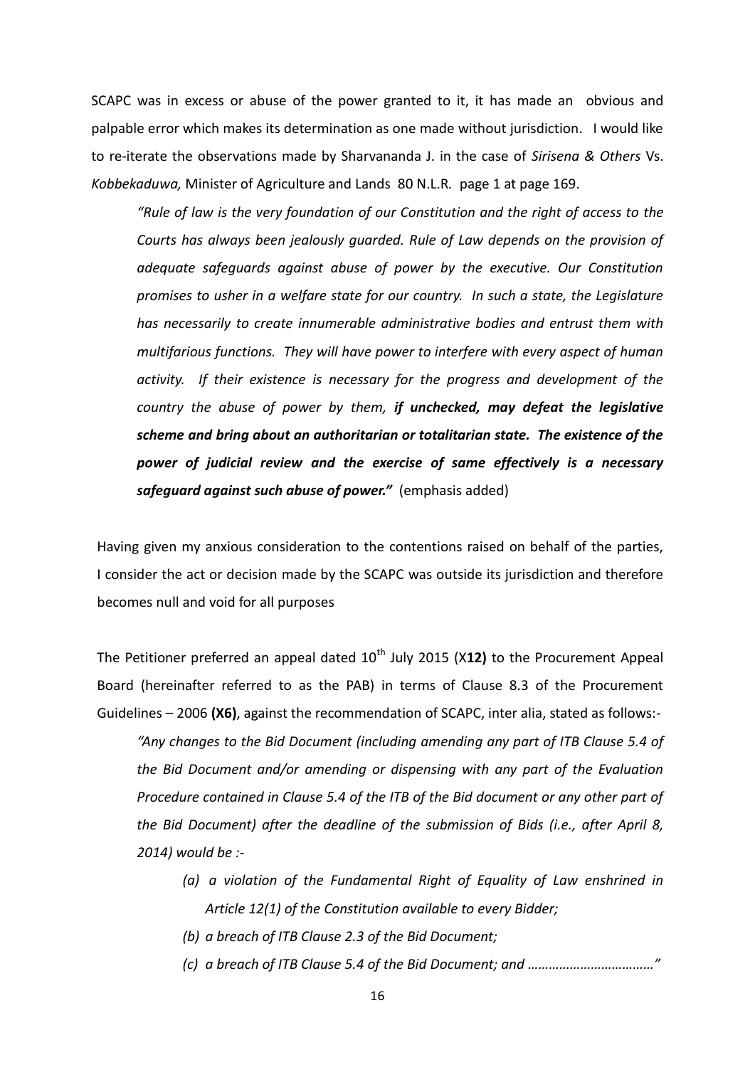SCAPC was in excess or abuse of the power granted to it, it has made an obvious and palpable error which makes its determination as one made without jurisdiction. I would like to re-iterate the observations made by Sharvananda J. in the case of *Sirisena & Others* Vs. *Kobbekaduwa,* Minister of Agriculture and Lands 80 N.L.R*.* page 1 at page 169.

> *"Rule of law is the very foundation of our Constitution and the right of access to the Courts has always been jealously guarded. Rule of Law depends on the provision of adequate safeguards against abuse of power by the executive. Our Constitution promises to usher in a welfare state for our country. In such a state, the Legislature has necessarily to create innumerable administrative bodies and entrust them with multifarious functions. They will have power to interfere with every aspect of human activity. If their existence is necessary for the progress and development of the country the abuse of power by them,* ***if unchecked, may defeat the legislative scheme and bring about an authoritarian or totalitarian state. The existence of the power of judicial review and the exercise of same effectively is a necessary safeguard against such abuse of power."*** (emphasis added)

Having given my anxious consideration to the contentions raised on behalf of the parties, I consider the act or decision made by the SCAPC was outside its jurisdiction and therefore becomes null and void for all purposes

The Petitioner preferred an appeal dated 10th July 2015 (X**12)** to the Procurement Appeal Board (hereinafter referred to as the PAB) in terms of Clause 8.3 of the Procurement Guidelines – 2006 **(X6)**, against the recommendation of SCAPC, inter alia, stated as follows:-

> *"Any changes to the Bid Document (including amending any part of ITB Clause 5.4 of the Bid Document and/or amending or dispensing with any part of the Evaluation Procedure contained in Clause 5.4 of the ITB of the Bid document or any other part of the Bid Document) after the deadline of the submission of Bids (i.e., after April 8, 2014) would be :-*
>
> *(a) a violation of the Fundamental Right of Equality of Law enshrined in Article 12(1) of the Constitution available to every Bidder;*
>
> *(b) a breach of ITB Clause 2.3 of the Bid Document;*
>
> *(c) a breach of ITB Clause 5.4 of the Bid Document; and ……………………………"*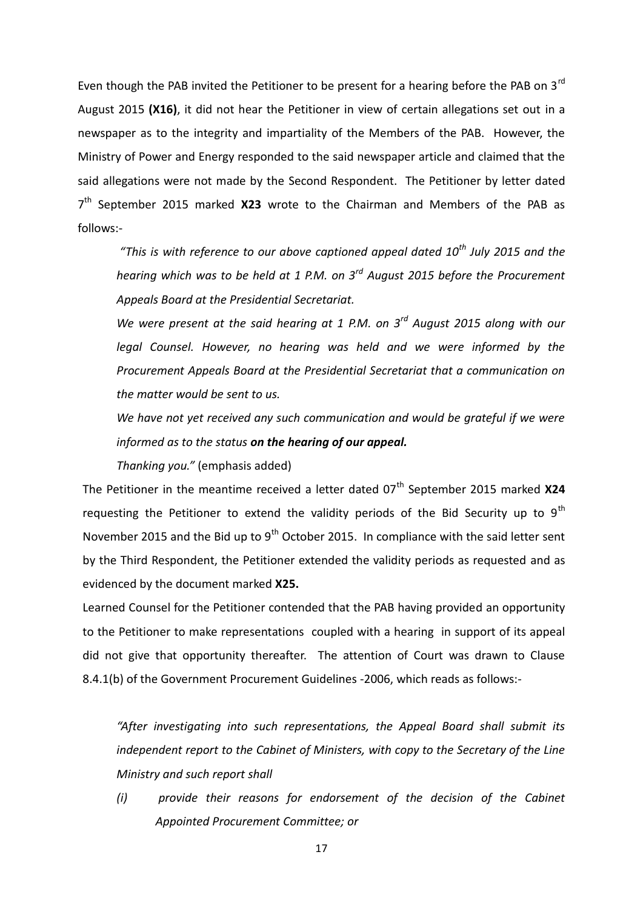Even though the PAB invited the Petitioner to be present for a hearing before the PAB on 3rd August 2015 **(X16)**, it did not hear the Petitioner in view of certain allegations set out in a newspaper as to the integrity and impartiality of the Members of the PAB. However, the Ministry of Power and Energy responded to the said newspaper article and claimed that the said allegations were not made by the Second Respondent. The Petitioner by letter dated 7th September 2015 marked **X23** wrote to the Chairman and Members of the PAB as follows:-

> *"This is with reference to our above captioned appeal dated 10th July 2015 and the hearing which was to be held at 1 P.M. on 3rd August 2015 before the Procurement Appeals Board at the Presidential Secretariat.*
>
> *We were present at the said hearing at 1 P.M. on 3rd August 2015 along with our legal Counsel. However, no hearing was held and we were informed by the Procurement Appeals Board at the Presidential Secretariat that a communication on the matter would be sent to us.*
>
> *We have not yet received any such communication and would be grateful if we were informed as to the status **on the hearing of our appeal.***
>
> *Thanking you."* (emphasis added)

The Petitioner in the meantime received a letter dated 07th September 2015 marked **X24** requesting the Petitioner to extend the validity periods of the Bid Security up to 9th November 2015 and the Bid up to 9th October 2015. In compliance with the said letter sent by the Third Respondent, the Petitioner extended the validity periods as requested and as evidenced by the document marked **X25.**

Learned Counsel for the Petitioner contended that the PAB having provided an opportunity to the Petitioner to make representations coupled with a hearing in support of its appeal did not give that opportunity thereafter. The attention of Court was drawn to Clause 8.4.1(b) of the Government Procurement Guidelines -2006, which reads as follows:-

> *"After investigating into such representations, the Appeal Board shall submit its independent report to the Cabinet of Ministers, with copy to the Secretary of the Line Ministry and such report shall*
>
> *(i) provide their reasons for endorsement of the decision of the Cabinet Appointed Procurement Committee; or*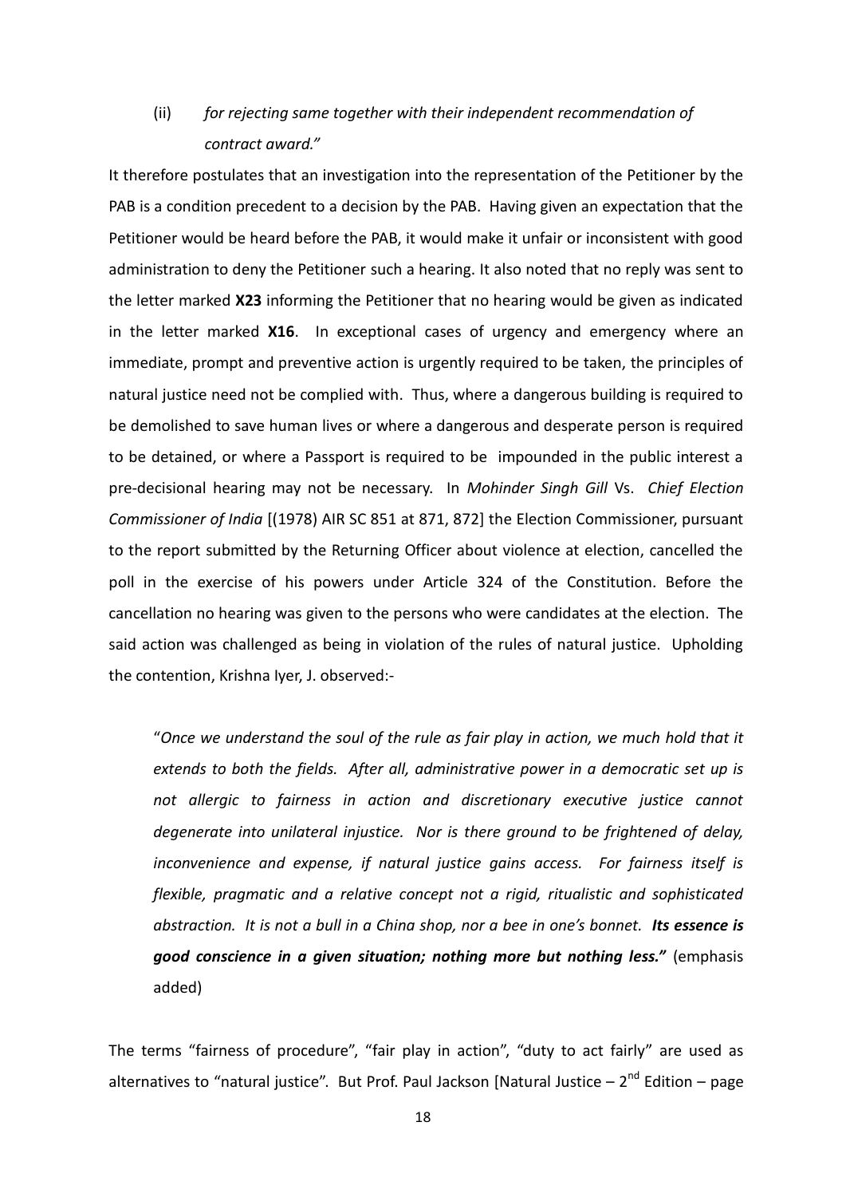(ii) *for rejecting same together with their independent recommendation of contract award."*

It therefore postulates that an investigation into the representation of the Petitioner by the PAB is a condition precedent to a decision by the PAB. Having given an expectation that the Petitioner would be heard before the PAB, it would make it unfair or inconsistent with good administration to deny the Petitioner such a hearing. It also noted that no reply was sent to the letter marked **X23** informing the Petitioner that no hearing would be given as indicated in the letter marked **X16**. In exceptional cases of urgency and emergency where an immediate, prompt and preventive action is urgently required to be taken, the principles of natural justice need not be complied with. Thus, where a dangerous building is required to be demolished to save human lives or where a dangerous and desperate person is required to be detained, or where a Passport is required to be impounded in the public interest a pre-decisional hearing may not be necessary. In *Mohinder Singh Gill* Vs. *Chief Election Commissioner of India* [(1978) AIR SC 851 at 871, 872] the Election Commissioner, pursuant to the report submitted by the Returning Officer about violence at election, cancelled the poll in the exercise of his powers under Article 324 of the Constitution. Before the cancellation no hearing was given to the persons who were candidates at the election. The said action was challenged as being in violation of the rules of natural justice. Upholding the contention, Krishna Iyer, J. observed:-

> "*Once we understand the soul of the rule as fair play in action, we much hold that it extends to both the fields. After all, administrative power in a democratic set up is not allergic to fairness in action and discretionary executive justice cannot degenerate into unilateral injustice. Nor is there ground to be frightened of delay, inconvenience and expense, if natural justice gains access. For fairness itself is flexible, pragmatic and a relative concept not a rigid, ritualistic and sophisticated abstraction. It is not a bull in a China shop, nor a bee in one's bonnet.* ***Its essence is good conscience in a given situation; nothing more but nothing less."*** (emphasis added)

The terms "fairness of procedure", "fair play in action", "duty to act fairly" are used as alternatives to "natural justice". But Prof. Paul Jackson [Natural Justice – 2nd Edition – page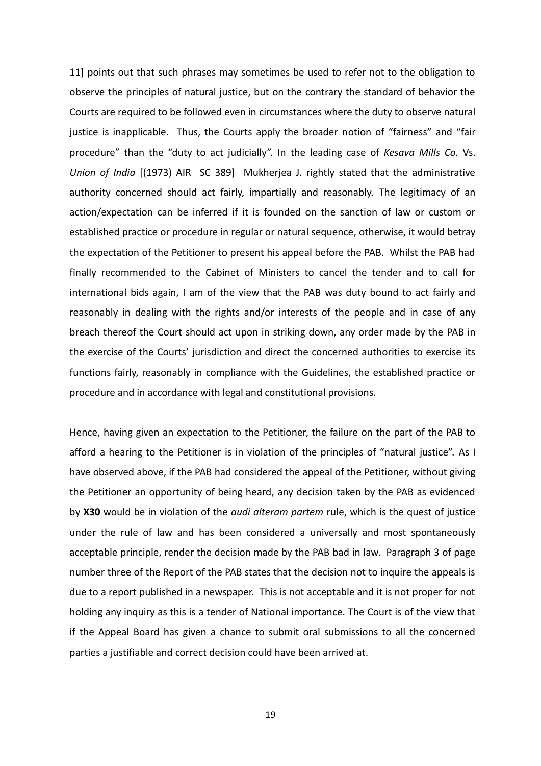11] points out that such phrases may sometimes be used to refer not to the obligation to observe the principles of natural justice, but on the contrary the standard of behavior the Courts are required to be followed even in circumstances where the duty to observe natural justice is inapplicable. Thus, the Courts apply the broader notion of "fairness" and "fair procedure" than the "duty to act judicially". In the leading case of *Kesava Mills Co.* Vs. *Union of India* [(1973) AIR SC 389] Mukherjea J. rightly stated that the administrative authority concerned should act fairly, impartially and reasonably. The legitimacy of an action/expectation can be inferred if it is founded on the sanction of law or custom or established practice or procedure in regular or natural sequence, otherwise, it would betray the expectation of the Petitioner to present his appeal before the PAB. Whilst the PAB had finally recommended to the Cabinet of Ministers to cancel the tender and to call for international bids again, I am of the view that the PAB was duty bound to act fairly and reasonably in dealing with the rights and/or interests of the people and in case of any breach thereof the Court should act upon in striking down, any order made by the PAB in the exercise of the Courts' jurisdiction and direct the concerned authorities to exercise its functions fairly, reasonably in compliance with the Guidelines, the established practice or procedure and in accordance with legal and constitutional provisions.

Hence, having given an expectation to the Petitioner, the failure on the part of the PAB to afford a hearing to the Petitioner is in violation of the principles of "natural justice". As I have observed above, if the PAB had considered the appeal of the Petitioner, without giving the Petitioner an opportunity of being heard, any decision taken by the PAB as evidenced by **X30** would be in violation of the *audi alteram partem* rule, which is the quest of justice under the rule of law and has been considered a universally and most spontaneously acceptable principle, render the decision made by the PAB bad in law. Paragraph 3 of page number three of the Report of the PAB states that the decision not to inquire the appeals is due to a report published in a newspaper. This is not acceptable and it is not proper for not holding any inquiry as this is a tender of National importance. The Court is of the view that if the Appeal Board has given a chance to submit oral submissions to all the concerned parties a justifiable and correct decision could have been arrived at.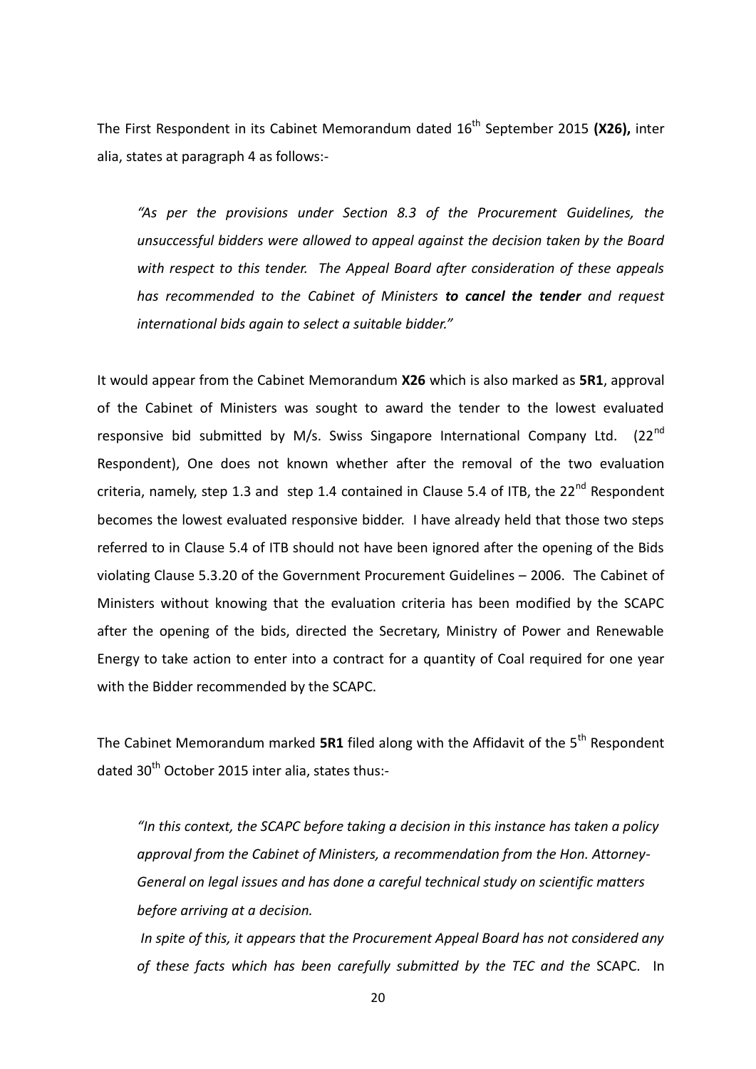The First Respondent in its Cabinet Memorandum dated 16th September 2015 **(X26),** inter alia, states at paragraph 4 as follows:-

> *"As per the provisions under Section 8.3 of the Procurement Guidelines, the unsuccessful bidders were allowed to appeal against the decision taken by the Board with respect to this tender. The Appeal Board after consideration of these appeals has recommended to the Cabinet of Ministers* ***to cancel the tender*** *and request international bids again to select a suitable bidder."*

It would appear from the Cabinet Memorandum **X26** which is also marked as **5R1**, approval of the Cabinet of Ministers was sought to award the tender to the lowest evaluated responsive bid submitted by M/s. Swiss Singapore International Company Ltd. (22nd Respondent), One does not known whether after the removal of the two evaluation criteria, namely, step 1.3 and step 1.4 contained in Clause 5.4 of ITB, the 22nd Respondent becomes the lowest evaluated responsive bidder. I have already held that those two steps referred to in Clause 5.4 of ITB should not have been ignored after the opening of the Bids violating Clause 5.3.20 of the Government Procurement Guidelines – 2006. The Cabinet of Ministers without knowing that the evaluation criteria has been modified by the SCAPC after the opening of the bids, directed the Secretary, Ministry of Power and Renewable Energy to take action to enter into a contract for a quantity of Coal required for one year with the Bidder recommended by the SCAPC.

The Cabinet Memorandum marked **5R1** filed along with the Affidavit of the 5th Respondent dated 30th October 2015 inter alia, states thus:-

> *"In this context, the SCAPC before taking a decision in this instance has taken a policy approval from the Cabinet of Ministers, a recommendation from the Hon. Attorney-General on legal issues and has done a careful technical study on scientific matters before arriving at a decision.*
>
> *In spite of this, it appears that the Procurement Appeal Board has not considered any of these facts which has been carefully submitted by the TEC and the* SCAPC. In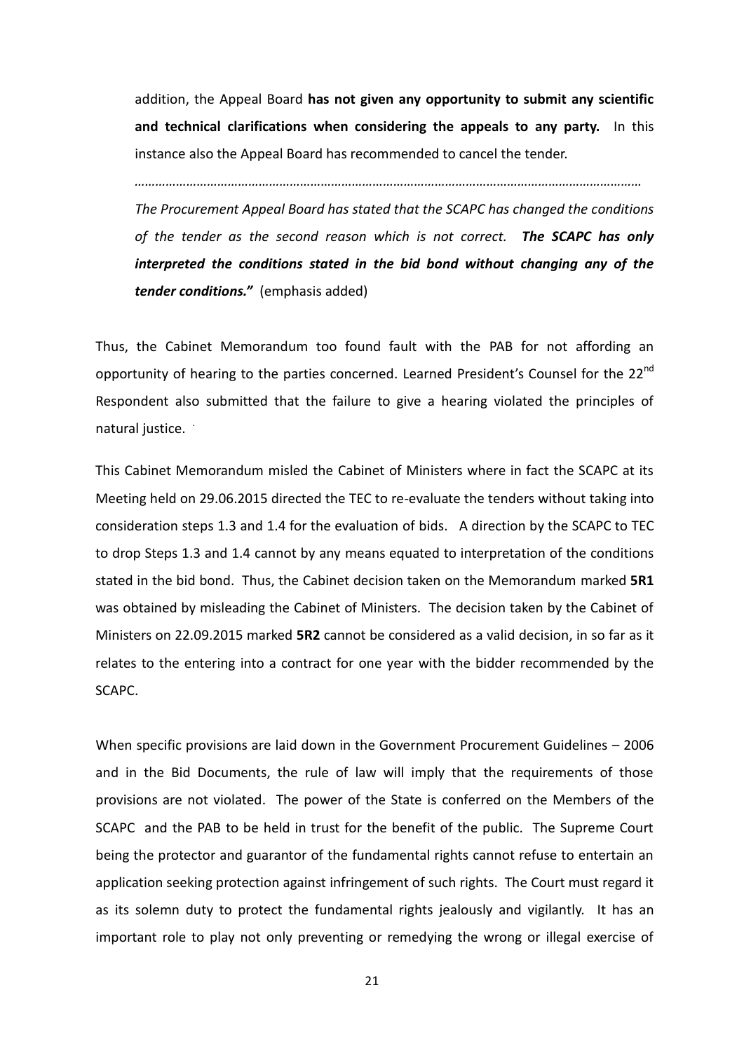addition, the Appeal Board **has not given any opportunity to submit any scientific and technical clarifications when considering the appeals to any party.** In this instance also the Appeal Board has recommended to cancel the tender.

*……………………………………………………………………………………………………………………………*

*The Procurement Appeal Board has stated that the SCAPC has changed the conditions of the tender as the second reason which is not correct.* ***The SCAPC has only interpreted the conditions stated in the bid bond without changing any of the tender conditions."*** (emphasis added)

Thus, the Cabinet Memorandum too found fault with the PAB for not affording an opportunity of hearing to the parties concerned. Learned President's Counsel for the 22nd Respondent also submitted that the failure to give a hearing violated the principles of natural justice.

This Cabinet Memorandum misled the Cabinet of Ministers where in fact the SCAPC at its Meeting held on 29.06.2015 directed the TEC to re-evaluate the tenders without taking into consideration steps 1.3 and 1.4 for the evaluation of bids. A direction by the SCAPC to TEC to drop Steps 1.3 and 1.4 cannot by any means equated to interpretation of the conditions stated in the bid bond. Thus, the Cabinet decision taken on the Memorandum marked **5R1** was obtained by misleading the Cabinet of Ministers. The decision taken by the Cabinet of Ministers on 22.09.2015 marked **5R2** cannot be considered as a valid decision, in so far as it relates to the entering into a contract for one year with the bidder recommended by the SCAPC.

When specific provisions are laid down in the Government Procurement Guidelines – 2006 and in the Bid Documents, the rule of law will imply that the requirements of those provisions are not violated. The power of the State is conferred on the Members of the SCAPC and the PAB to be held in trust for the benefit of the public. The Supreme Court being the protector and guarantor of the fundamental rights cannot refuse to entertain an application seeking protection against infringement of such rights. The Court must regard it as its solemn duty to protect the fundamental rights jealously and vigilantly. It has an important role to play not only preventing or remedying the wrong or illegal exercise of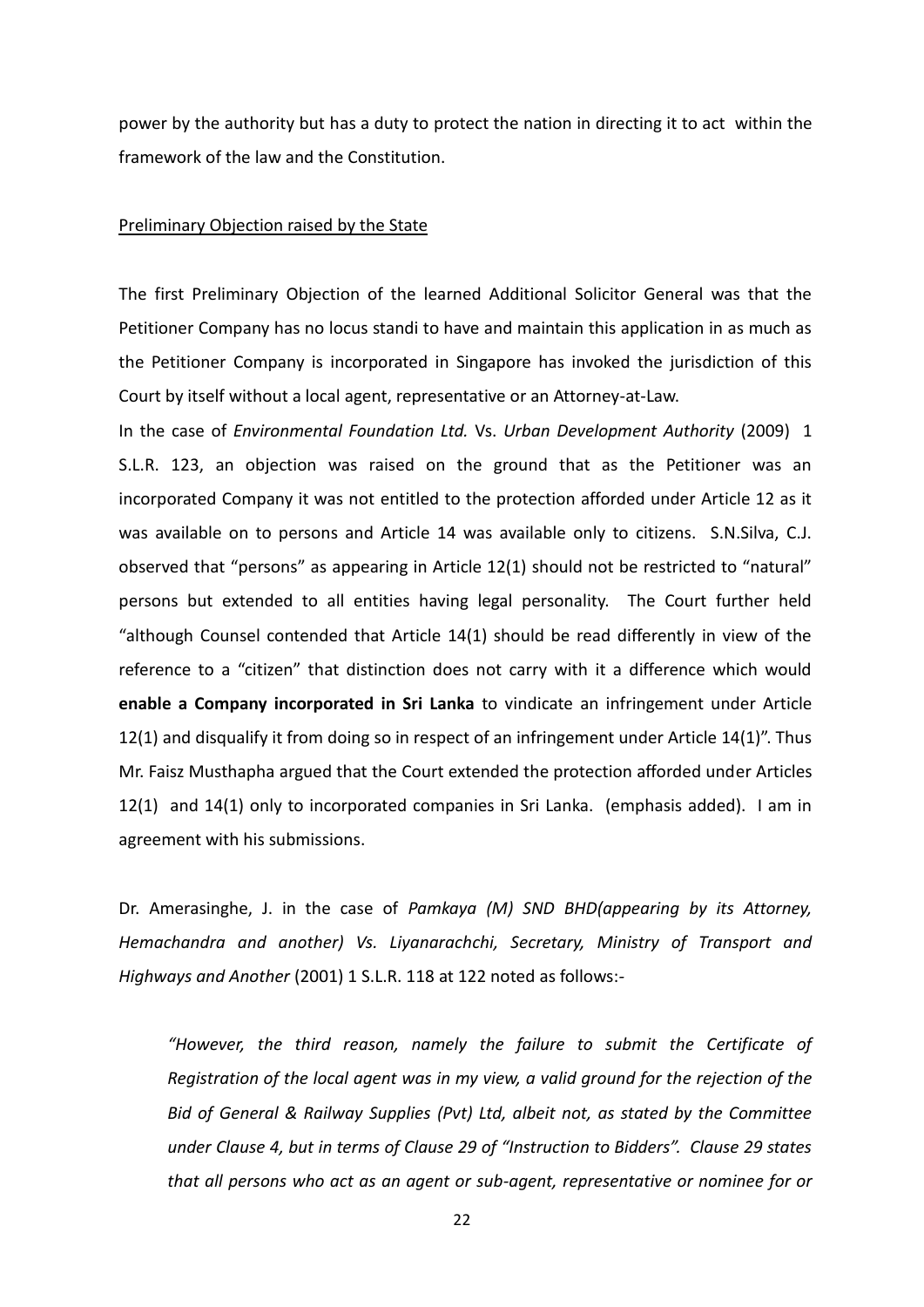power by the authority but has a duty to protect the nation in directing it to act within the framework of the law and the Constitution.

Preliminary Objection raised by the State

The first Preliminary Objection of the learned Additional Solicitor General was that the Petitioner Company has no locus standi to have and maintain this application in as much as the Petitioner Company is incorporated in Singapore has invoked the jurisdiction of this Court by itself without a local agent, representative or an Attorney-at-Law.

In the case of *Environmental Foundation Ltd.* Vs. *Urban Development Authority* (2009) 1 S.L.R. 123, an objection was raised on the ground that as the Petitioner was an incorporated Company it was not entitled to the protection afforded under Article 12 as it was available on to persons and Article 14 was available only to citizens. S.N.Silva, C.J. observed that "persons" as appearing in Article 12(1) should not be restricted to "natural" persons but extended to all entities having legal personality. The Court further held "although Counsel contended that Article 14(1) should be read differently in view of the reference to a "citizen" that distinction does not carry with it a difference which would **enable a Company incorporated in Sri Lanka** to vindicate an infringement under Article 12(1) and disqualify it from doing so in respect of an infringement under Article 14(1)". Thus Mr. Faisz Musthapha argued that the Court extended the protection afforded under Articles 12(1) and 14(1) only to incorporated companies in Sri Lanka. (emphasis added). I am in agreement with his submissions.

Dr. Amerasinghe, J. in the case of *Pamkaya (M) SND BHD(appearing by its Attorney, Hemachandra and another) Vs. Liyanarachchi, Secretary, Ministry of Transport and Highways and Another* (2001) 1 S.L.R. 118 at 122 noted as follows:-

> *"However, the third reason, namely the failure to submit the Certificate of Registration of the local agent was in my view, a valid ground for the rejection of the Bid of General & Railway Supplies (Pvt) Ltd, albeit not, as stated by the Committee under Clause 4, but in terms of Clause 29 of "Instruction to Bidders". Clause 29 states that all persons who act as an agent or sub-agent, representative or nominee for or*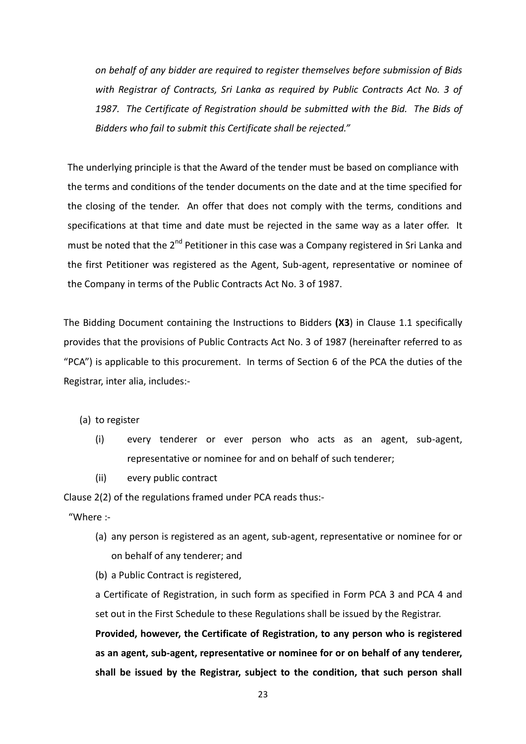*on behalf of any bidder are required to register themselves before submission of Bids with Registrar of Contracts, Sri Lanka as required by Public Contracts Act No. 3 of 1987. The Certificate of Registration should be submitted with the Bid. The Bids of Bidders who fail to submit this Certificate shall be rejected."*

The underlying principle is that the Award of the tender must be based on compliance with the terms and conditions of the tender documents on the date and at the time specified for the closing of the tender. An offer that does not comply with the terms, conditions and specifications at that time and date must be rejected in the same way as a later offer. It must be noted that the 2nd Petitioner in this case was a Company registered in Sri Lanka and the first Petitioner was registered as the Agent, Sub-agent, representative or nominee of the Company in terms of the Public Contracts Act No. 3 of 1987.

The Bidding Document containing the Instructions to Bidders **(X3)** in Clause 1.1 specifically provides that the provisions of Public Contracts Act No. 3 of 1987 (hereinafter referred to as "PCA") is applicable to this procurement. In terms of Section 6 of the PCA the duties of the Registrar, inter alia, includes:-

(a) to register

   (i) every tenderer or ever person who acts as an agent, sub-agent, representative or nominee for and on behalf of such tenderer;

   (ii) every public contract

Clause 2(2) of the regulations framed under PCA reads thus:-

"Where :-

(a) any person is registered as an agent, sub-agent, representative or nominee for or on behalf of any tenderer; and

(b) a Public Contract is registered,

a Certificate of Registration, in such form as specified in Form PCA 3 and PCA 4 and set out in the First Schedule to these Regulations shall be issued by the Registrar.

**Provided, however, the Certificate of Registration, to any person who is registered as an agent, sub-agent, representative or nominee for or on behalf of any tenderer, shall be issued by the Registrar, subject to the condition, that such person shall**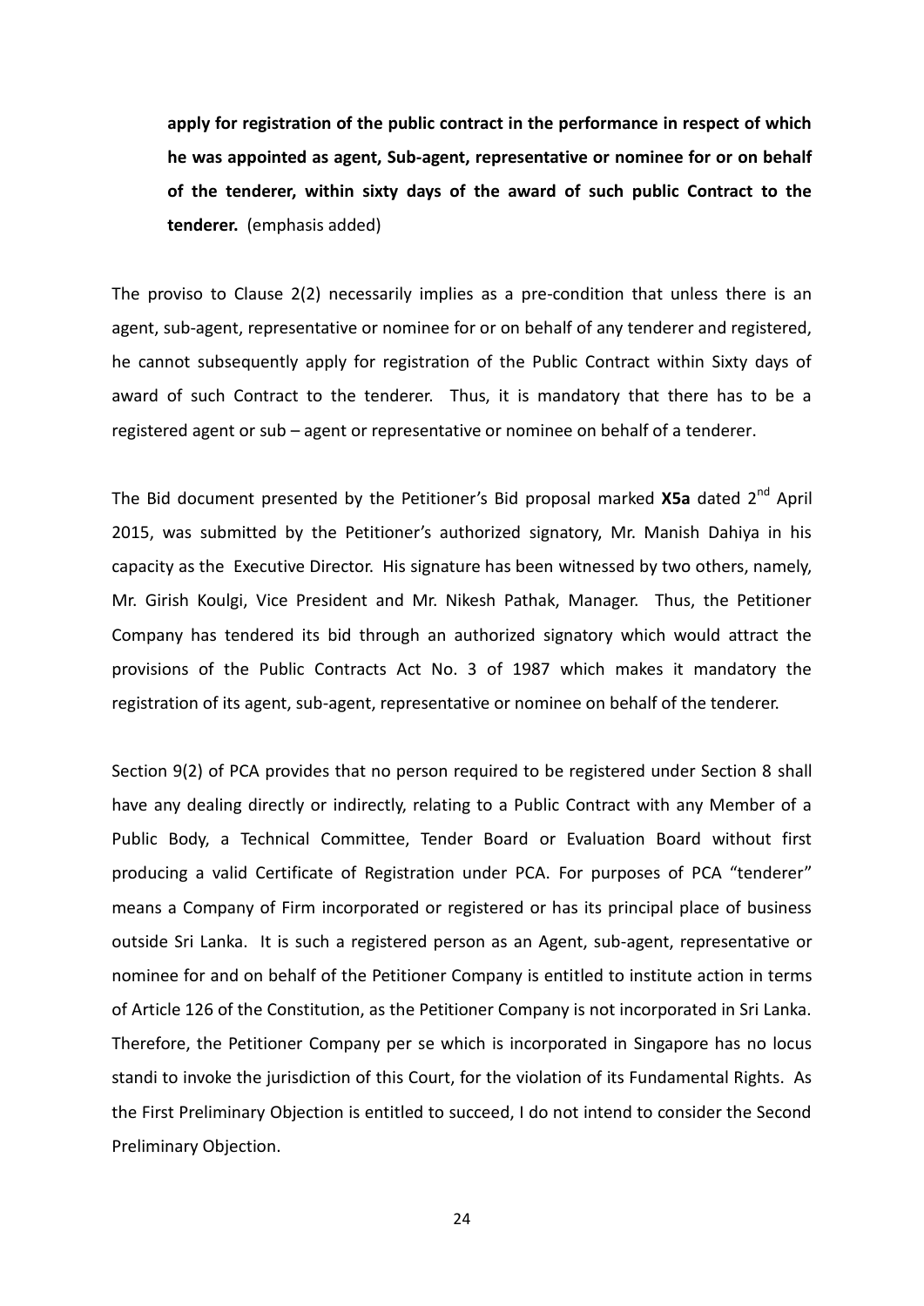**apply for registration of the public contract in the performance in respect of which he was appointed as agent, Sub-agent, representative or nominee for or on behalf of the tenderer, within sixty days of the award of such public Contract to the tenderer.** (emphasis added)

The proviso to Clause 2(2) necessarily implies as a pre-condition that unless there is an agent, sub-agent, representative or nominee for or on behalf of any tenderer and registered, he cannot subsequently apply for registration of the Public Contract within Sixty days of award of such Contract to the tenderer. Thus, it is mandatory that there has to be a registered agent or sub – agent or representative or nominee on behalf of a tenderer.

The Bid document presented by the Petitioner's Bid proposal marked **X5a** dated 2nd April 2015, was submitted by the Petitioner's authorized signatory, Mr. Manish Dahiya in his capacity as the Executive Director. His signature has been witnessed by two others, namely, Mr. Girish Koulgi, Vice President and Mr. Nikesh Pathak, Manager. Thus, the Petitioner Company has tendered its bid through an authorized signatory which would attract the provisions of the Public Contracts Act No. 3 of 1987 which makes it mandatory the registration of its agent, sub-agent, representative or nominee on behalf of the tenderer.

Section 9(2) of PCA provides that no person required to be registered under Section 8 shall have any dealing directly or indirectly, relating to a Public Contract with any Member of a Public Body, a Technical Committee, Tender Board or Evaluation Board without first producing a valid Certificate of Registration under PCA. For purposes of PCA "tenderer" means a Company of Firm incorporated or registered or has its principal place of business outside Sri Lanka. It is such a registered person as an Agent, sub-agent, representative or nominee for and on behalf of the Petitioner Company is entitled to institute action in terms of Article 126 of the Constitution, as the Petitioner Company is not incorporated in Sri Lanka. Therefore, the Petitioner Company per se which is incorporated in Singapore has no locus standi to invoke the jurisdiction of this Court, for the violation of its Fundamental Rights. As the First Preliminary Objection is entitled to succeed, I do not intend to consider the Second Preliminary Objection.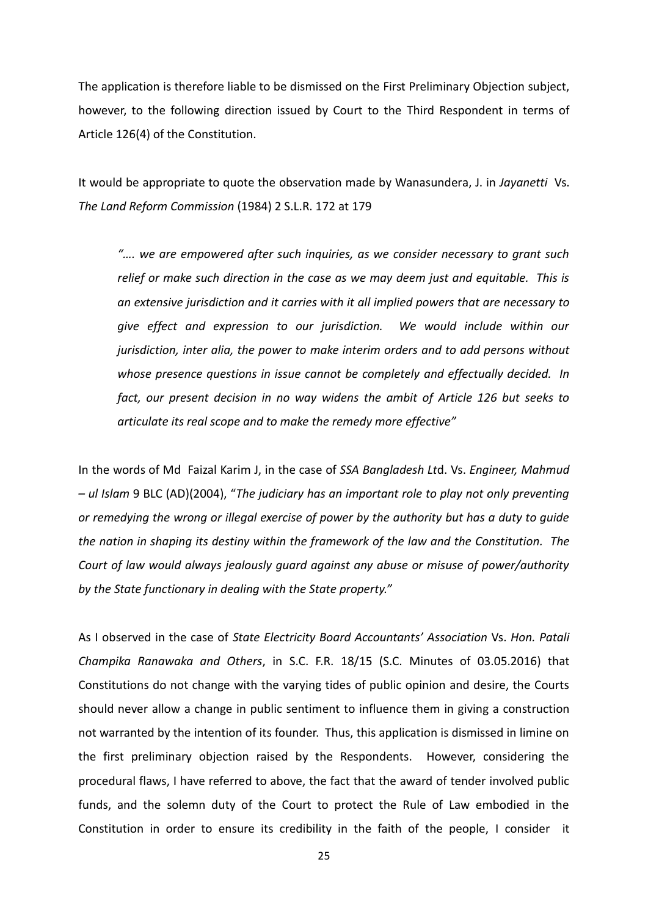The application is therefore liable to be dismissed on the First Preliminary Objection subject, however, to the following direction issued by Court to the Third Respondent in terms of Article 126(4) of the Constitution.

It would be appropriate to quote the observation made by Wanasundera, J. in *Jayanetti* Vs. *The Land Reform Commission* (1984) 2 S.L.R. 172 at 179

> *"…. we are empowered after such inquiries, as we consider necessary to grant such relief or make such direction in the case as we may deem just and equitable. This is an extensive jurisdiction and it carries with it all implied powers that are necessary to give effect and expression to our jurisdiction. We would include within our jurisdiction, inter alia, the power to make interim orders and to add persons without whose presence questions in issue cannot be completely and effectually decided. In fact, our present decision in no way widens the ambit of Article 126 but seeks to articulate its real scope and to make the remedy more effective"*

In the words of Md Faizal Karim J, in the case of *SSA Bangladesh Lt*d. Vs. *Engineer, Mahmud – ul Islam* 9 BLC (AD)(2004), "*The judiciary has an important role to play not only preventing or remedying the wrong or illegal exercise of power by the authority but has a duty to guide the nation in shaping its destiny within the framework of the law and the Constitution. The Court of law would always jealously guard against any abuse or misuse of power/authority by the State functionary in dealing with the State property."*

As I observed in the case of *State Electricity Board Accountants' Association* Vs. *Hon. Patali Champika Ranawaka and Others*, in S.C. F.R. 18/15 (S.C. Minutes of 03.05.2016) that Constitutions do not change with the varying tides of public opinion and desire, the Courts should never allow a change in public sentiment to influence them in giving a construction not warranted by the intention of its founder. Thus, this application is dismissed in limine on the first preliminary objection raised by the Respondents. However, considering the procedural flaws, I have referred to above, the fact that the award of tender involved public funds, and the solemn duty of the Court to protect the Rule of Law embodied in the Constitution in order to ensure its credibility in the faith of the people, I consider it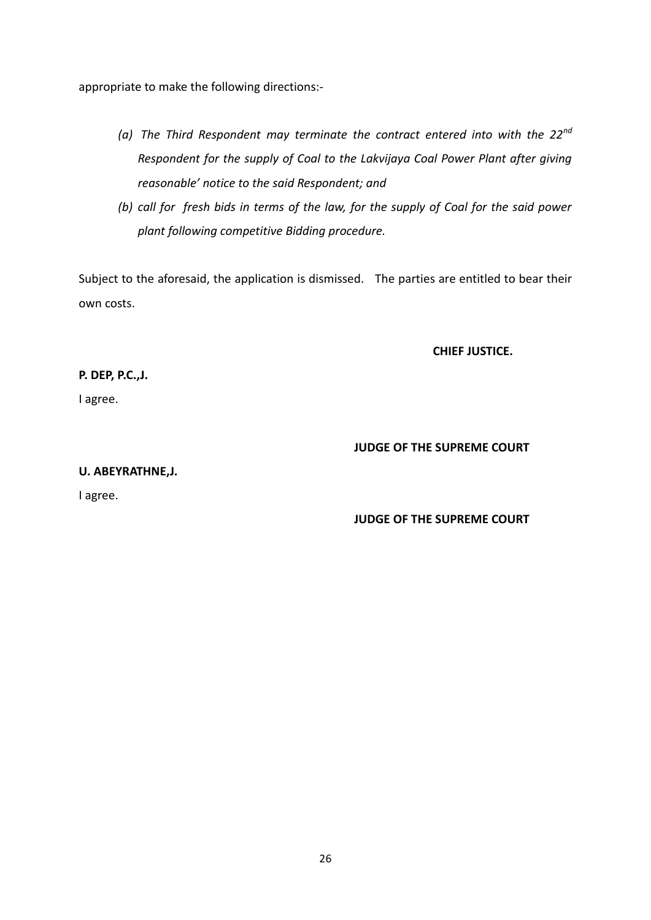appropriate to make the following directions:-

*(a) The Third Respondent may terminate the contract entered into with the 22nd Respondent for the supply of Coal to the Lakvijaya Coal Power Plant after giving reasonable' notice to the said Respondent; and*

*(b) call for fresh bids in terms of the law, for the supply of Coal for the said power plant following competitive Bidding procedure.*

Subject to the aforesaid, the application is dismissed. The parties are entitled to bear their own costs.

**CHIEF JUSTICE.**

**P. DEP, P.C.,J.**

I agree.

**JUDGE OF THE SUPREME COURT**

**U. ABEYRATHNE,J.**

I agree.

**JUDGE OF THE SUPREME COURT**